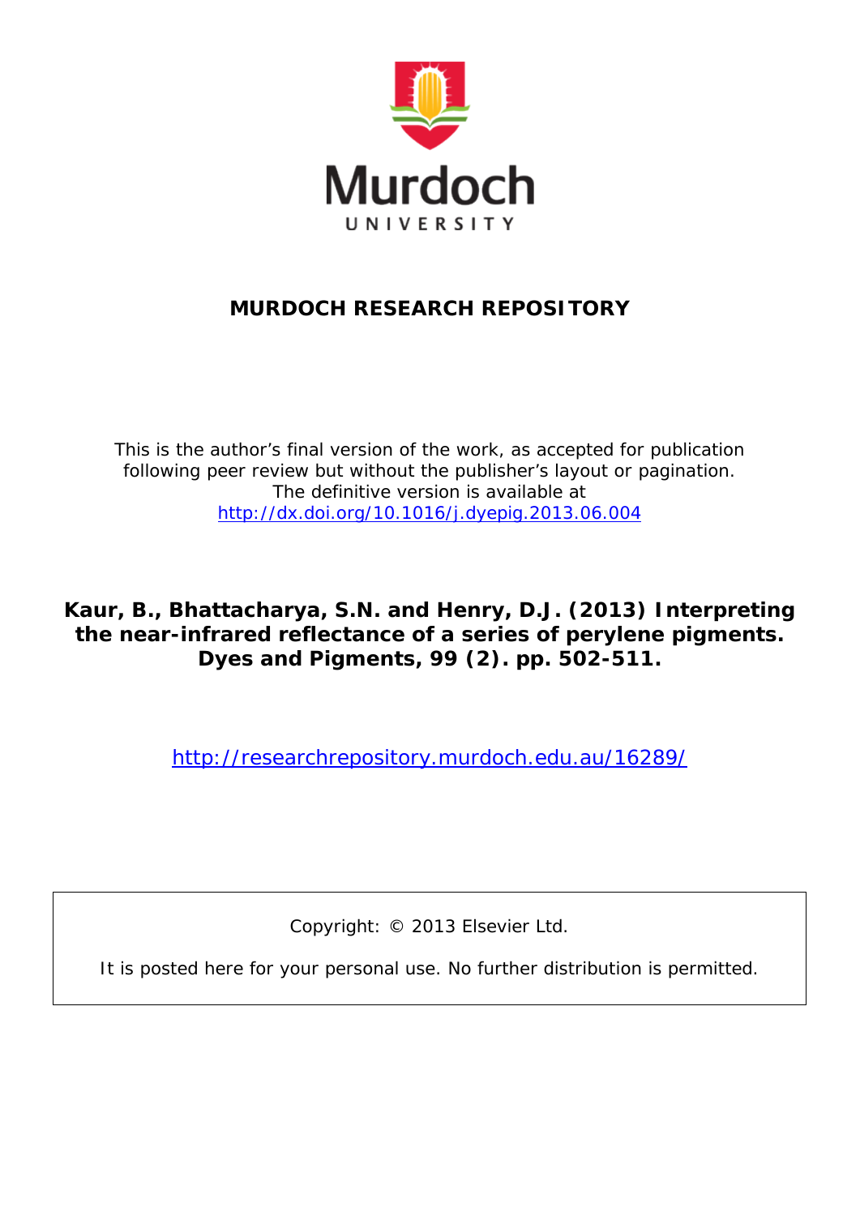Murdoch UNIVERSITY

**MURDOCH RESEARCH REPOSITORY**

This is the author's final version of the work, as accepted for publication following peer review but without the publisher's layout or pagination.
The definitive version is available at
http://dx.doi.org/10.1016/j.dyepig.2013.06.004

**Kaur, B., Bhattacharya, S.N. and Henry, D.J. (2013) Interpreting the near-infrared reflectance of a series of perylene pigments. Dyes and Pigments, 99 (2). pp. 502-511.**

http://researchrepository.murdoch.edu.au/16289/

Copyright: © 2013 Elsevier Ltd.

It is posted here for your personal use. No further distribution is permitted.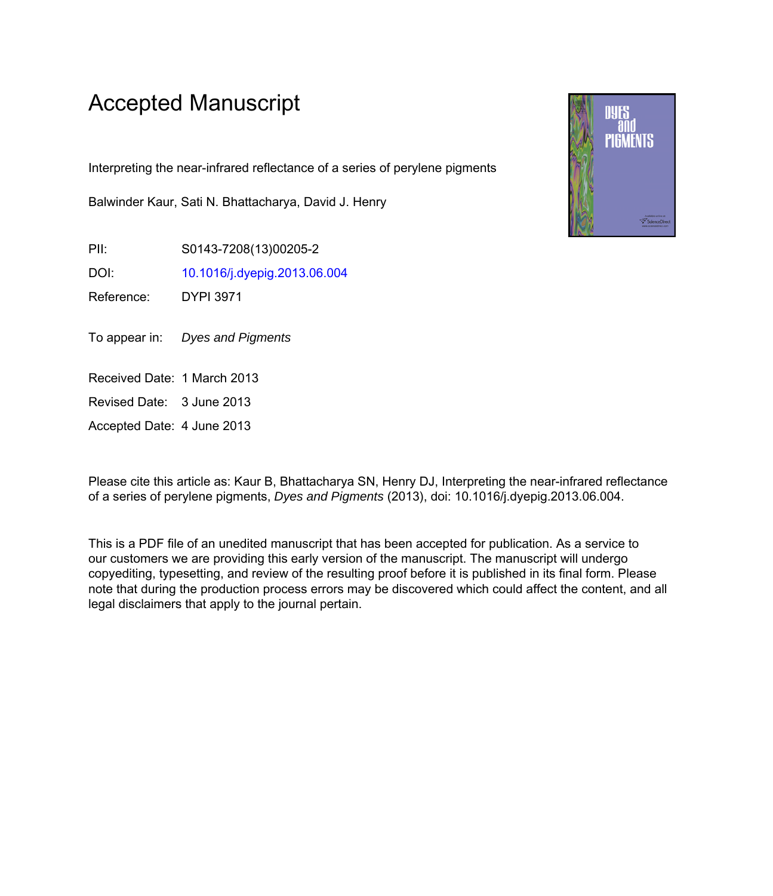# Accepted Manuscript

Interpreting the near-infrared reflectance of a series of perylene pigments

Balwinder Kaur, Sati N. Bhattacharya, David J. Henry

PII: S0143-7208(13)00205-2

DOI: 10.1016/j.dyepig.2013.06.004

Reference: DYPI 3971

To appear in: *Dyes and Pigments*

Received Date: 1 March 2013

Revised Date: 3 June 2013

Accepted Date: 4 June 2013

Please cite this article as: Kaur B, Bhattacharya SN, Henry DJ, Interpreting the near-infrared reflectance of a series of perylene pigments, *Dyes and Pigments* (2013), doi: 10.1016/j.dyepig.2013.06.004.

This is a PDF file of an unedited manuscript that has been accepted for publication. As a service to our customers we are providing this early version of the manuscript. The manuscript will undergo copyediting, typesetting, and review of the resulting proof before it is published in its final form. Please note that during the production process errors may be discovered which could affect the content, and all legal disclaimers that apply to the journal pertain.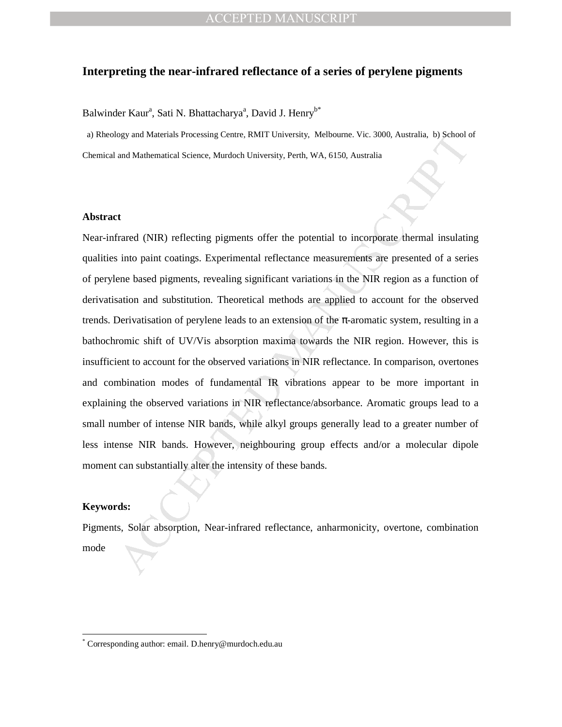# Interpreting the near-infrared reflectance of a series of perylene pigments

Balwinder Kaur[a], Sati N. Bhattacharya[a], David J. Henry[b*]

a) Rheology and Materials Processing Centre, RMIT University, Melbourne. Vic. 3000, Australia, b) School of Chemical and Mathematical Science, Murdoch University, Perth, WA, 6150, Australia

## Abstract

Near-infrared (NIR) reflecting pigments offer the potential to incorporate thermal insulating qualities into paint coatings. Experimental reflectance measurements are presented of a series of perylene based pigments, revealing significant variations in the NIR region as a function of derivatisation and substitution. Theoretical methods are applied to account for the observed trends. Derivatisation of perylene leads to an extension of the π-aromatic system, resulting in a bathochromic shift of UV/Vis absorption maxima towards the NIR region. However, this is insufficient to account for the observed variations in NIR reflectance. In comparison, overtones and combination modes of fundamental IR vibrations appear to be more important in explaining the observed variations in NIR reflectance/absorbance. Aromatic groups lead to a small number of intense NIR bands, while alkyl groups generally lead to a greater number of less intense NIR bands. However, neighbouring group effects and/or a molecular dipole moment can substantially alter the intensity of these bands.

**Keywords:**

Pigments, Solar absorption, Near-infrared reflectance, anharmonicity, overtone, combination mode

[*] Corresponding author: email. D.henry@murdoch.edu.au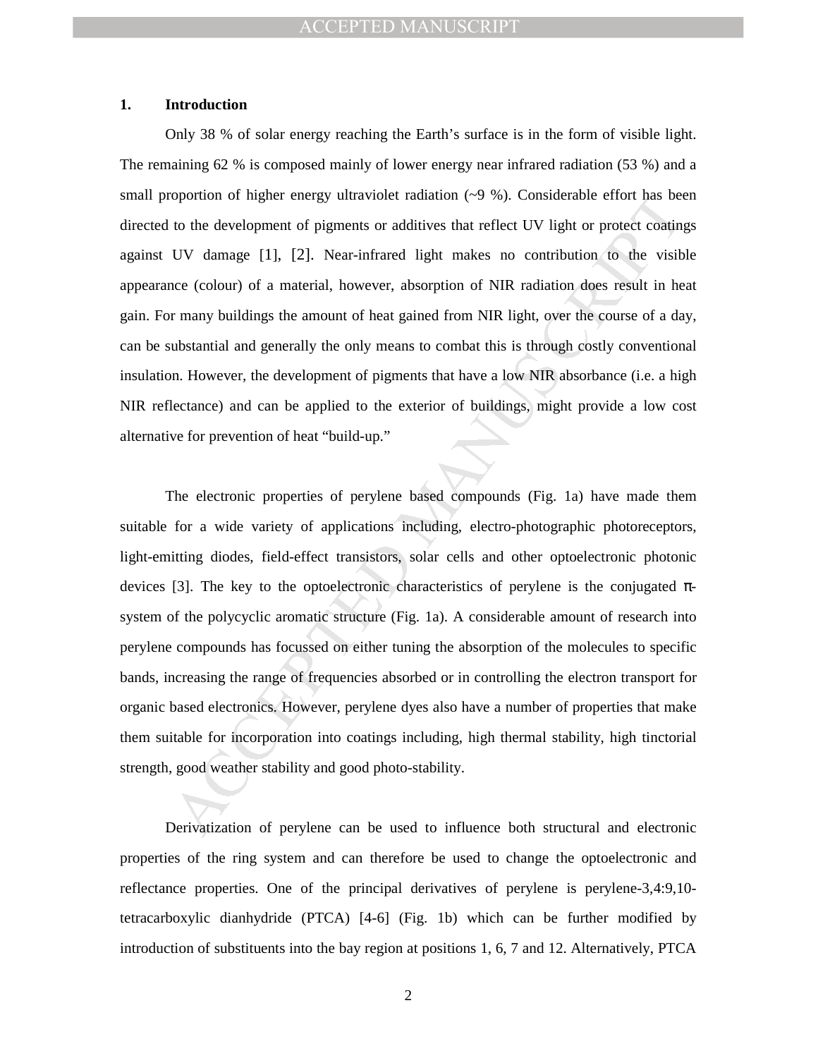## 1. Introduction

Only 38 % of solar energy reaching the Earth's surface is in the form of visible light. The remaining 62 % is composed mainly of lower energy near infrared radiation (53 %) and a small proportion of higher energy ultraviolet radiation (~9 %). Considerable effort has been directed to the development of pigments or additives that reflect UV light or protect coatings against UV damage [1], [2]. Near-infrared light makes no contribution to the visible appearance (colour) of a material, however, absorption of NIR radiation does result in heat gain. For many buildings the amount of heat gained from NIR light, over the course of a day, can be substantial and generally the only means to combat this is through costly conventional insulation. However, the development of pigments that have a low NIR absorbance (i.e. a high NIR reflectance) and can be applied to the exterior of buildings, might provide a low cost alternative for prevention of heat "build-up."

The electronic properties of perylene based compounds (Fig. 1a) have made them suitable for a wide variety of applications including, electro-photographic photoreceptors, light-emitting diodes, field-effect transistors, solar cells and other optoelectronic photonic devices [3]. The key to the optoelectronic characteristics of perylene is the conjugated π-system of the polycyclic aromatic structure (Fig. 1a). A considerable amount of research into perylene compounds has focussed on either tuning the absorption of the molecules to specific bands, increasing the range of frequencies absorbed or in controlling the electron transport for organic based electronics. However, perylene dyes also have a number of properties that make them suitable for incorporation into coatings including, high thermal stability, high tinctorial strength, good weather stability and good photo-stability.

Derivatization of perylene can be used to influence both structural and electronic properties of the ring system and can therefore be used to change the optoelectronic and reflectance properties. One of the principal derivatives of perylene is perylene-3,4:9,10-tetracarboxylic dianhydride (PTCA) [4-6] (Fig. 1b) which can be further modified by introduction of substituents into the bay region at positions 1, 6, 7 and 12. Alternatively, PTCA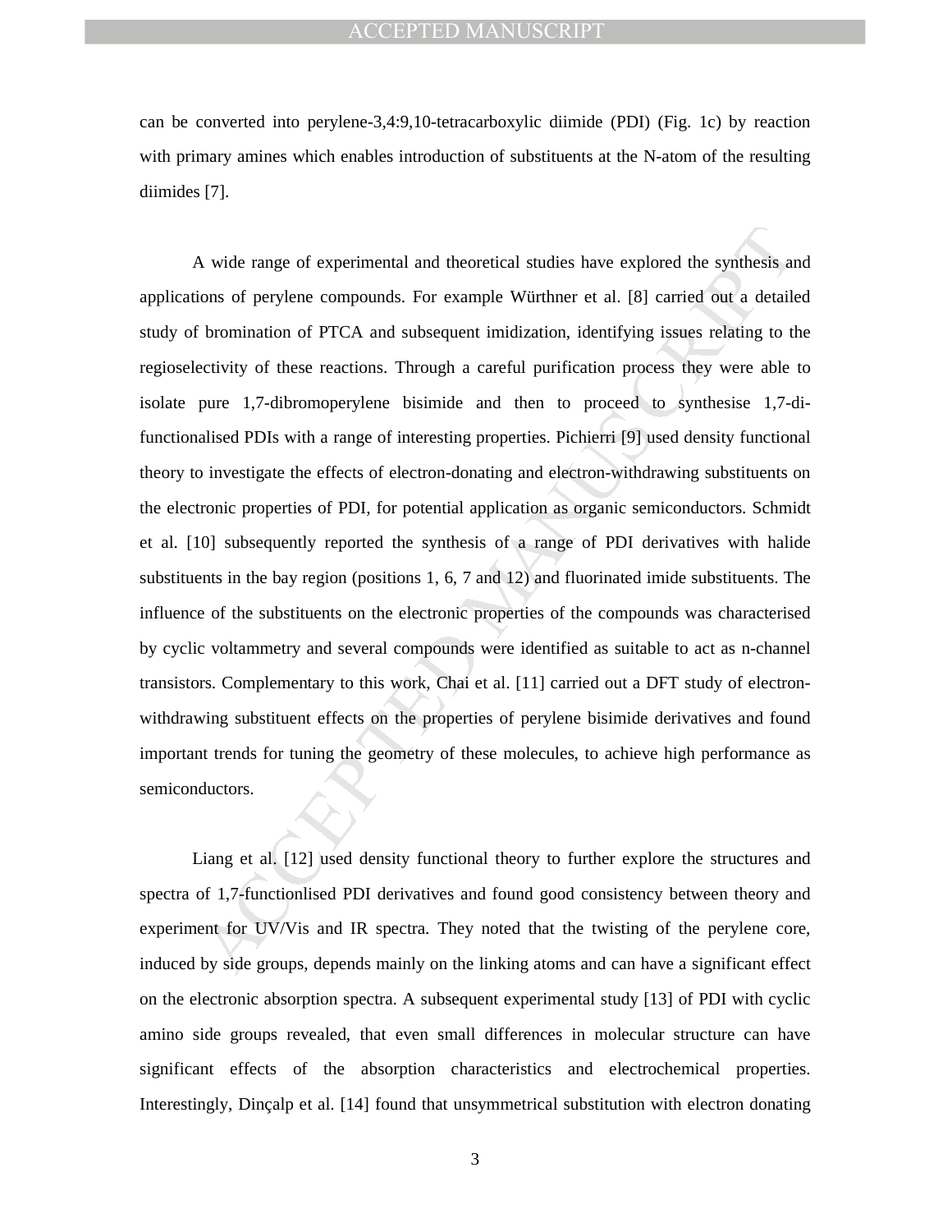can be converted into perylene-3,4:9,10-tetracarboxylic diimide (PDI) (Fig. 1c) by reaction with primary amines which enables introduction of substituents at the N-atom of the resulting diimides [7].

A wide range of experimental and theoretical studies have explored the synthesis and applications of perylene compounds. For example Würthner et al. [8] carried out a detailed study of bromination of PTCA and subsequent imidization, identifying issues relating to the regioselectivity of these reactions. Through a careful purification process they were able to isolate pure 1,7-dibromoperylene bisimide and then to proceed to synthesise 1,7-di-functionalised PDIs with a range of interesting properties. Pichierri [9] used density functional theory to investigate the effects of electron-donating and electron-withdrawing substituents on the electronic properties of PDI, for potential application as organic semiconductors. Schmidt et al. [10] subsequently reported the synthesis of a range of PDI derivatives with halide substituents in the bay region (positions 1, 6, 7 and 12) and fluorinated imide substituents. The influence of the substituents on the electronic properties of the compounds was characterised by cyclic voltammetry and several compounds were identified as suitable to act as n-channel transistors. Complementary to this work, Chai et al. [11] carried out a DFT study of electron-withdrawing substituent effects on the properties of perylene bisimide derivatives and found important trends for tuning the geometry of these molecules, to achieve high performance as semiconductors.

Liang et al. [12] used density functional theory to further explore the structures and spectra of 1,7-functionlised PDI derivatives and found good consistency between theory and experiment for UV/Vis and IR spectra. They noted that the twisting of the perylene core, induced by side groups, depends mainly on the linking atoms and can have a significant effect on the electronic absorption spectra. A subsequent experimental study [13] of PDI with cyclic amino side groups revealed, that even small differences in molecular structure can have significant effects of the absorption characteristics and electrochemical properties. Interestingly, Dinçalp et al. [14] found that unsymmetrical substitution with electron donating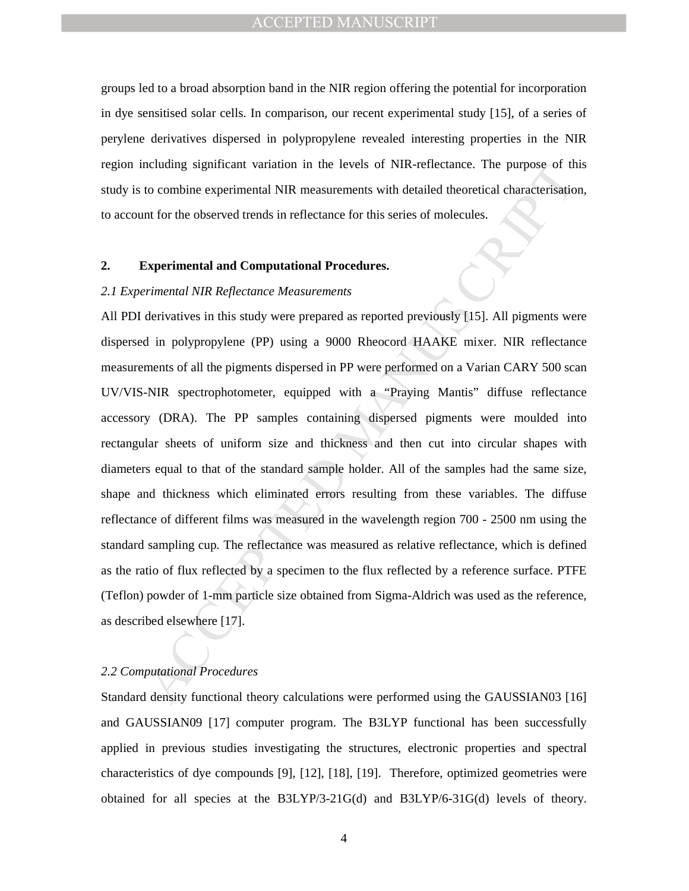groups led to a broad absorption band in the NIR region offering the potential for incorporation in dye sensitised solar cells. In comparison, our recent experimental study [15], of a series of perylene derivatives dispersed in polypropylene revealed interesting properties in the NIR region including significant variation in the levels of NIR-reflectance. The purpose of this study is to combine experimental NIR measurements with detailed theoretical characterisation, to account for the observed trends in reflectance for this series of molecules.

## 2. Experimental and Computational Procedures.

### *2.1 Experimental NIR Reflectance Measurements*

All PDI derivatives in this study were prepared as reported previously [15]. All pigments were dispersed in polypropylene (PP) using a 9000 Rheocord HAAKE mixer. NIR reflectance measurements of all the pigments dispersed in PP were performed on a Varian CARY 500 scan UV/VIS-NIR spectrophotometer, equipped with a “Praying Mantis” diffuse reflectance accessory (DRA). The PP samples containing dispersed pigments were moulded into rectangular sheets of uniform size and thickness and then cut into circular shapes with diameters equal to that of the standard sample holder. All of the samples had the same size, shape and thickness which eliminated errors resulting from these variables. The diffuse reflectance of different films was measured in the wavelength region 700 - 2500 nm using the standard sampling cup. The reflectance was measured as relative reflectance, which is defined as the ratio of flux reflected by a specimen to the flux reflected by a reference surface. PTFE (Teflon) powder of 1-mm particle size obtained from Sigma-Aldrich was used as the reference, as described elsewhere [17].

### *2.2 Computational Procedures*

Standard density functional theory calculations were performed using the GAUSSIAN03 [16] and GAUSSIAN09 [17] computer program. The B3LYP functional has been successfully applied in previous studies investigating the structures, electronic properties and spectral characteristics of dye compounds [9], [12], [18], [19]. Therefore, optimized geometries were obtained for all species at the B3LYP/3-21G(d) and B3LYP/6-31G(d) levels of theory.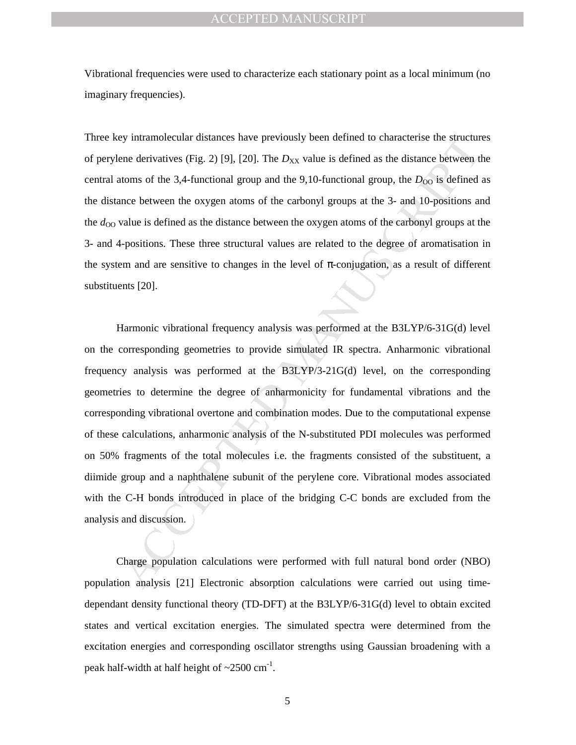Vibrational frequencies were used to characterize each stationary point as a local minimum (no imaginary frequencies).

Three key intramolecular distances have previously been defined to characterise the structures of perylene derivatives (Fig. 2) [9], [20]. The $D_{XX}$ value is defined as the distance between the central atoms of the 3,4-functional group and the 9,10-functional group, the $D_{OO}$ is defined as the distance between the oxygen atoms of the carbonyl groups at the 3- and 10-positions and the $d_{OO}$ value is defined as the distance between the oxygen atoms of the carbonyl groups at the 3- and 4-positions. These three structural values are related to the degree of aromatisation in the system and are sensitive to changes in the level of π-conjugation, as a result of different substituents [20].

Harmonic vibrational frequency analysis was performed at the B3LYP/6-31G(d) level on the corresponding geometries to provide simulated IR spectra. Anharmonic vibrational frequency analysis was performed at the B3LYP/3-21G(d) level, on the corresponding geometries to determine the degree of anharmonicity for fundamental vibrations and the corresponding vibrational overtone and combination modes. Due to the computational expense of these calculations, anharmonic analysis of the N-substituted PDI molecules was performed on 50% fragments of the total molecules i.e. the fragments consisted of the substituent, a diimide group and a naphthalene subunit of the perylene core. Vibrational modes associated with the C-H bonds introduced in place of the bridging C-C bonds are excluded from the analysis and discussion.

Charge population calculations were performed with full natural bond order (NBO) population analysis [21] Electronic absorption calculations were carried out using time-dependant density functional theory (TD-DFT) at the B3LYP/6-31G(d) level to obtain excited states and vertical excitation energies. The simulated spectra were determined from the excitation energies and corresponding oscillator strengths using Gaussian broadening with a peak half-width at half height of ~2500 $cm^{-1}$.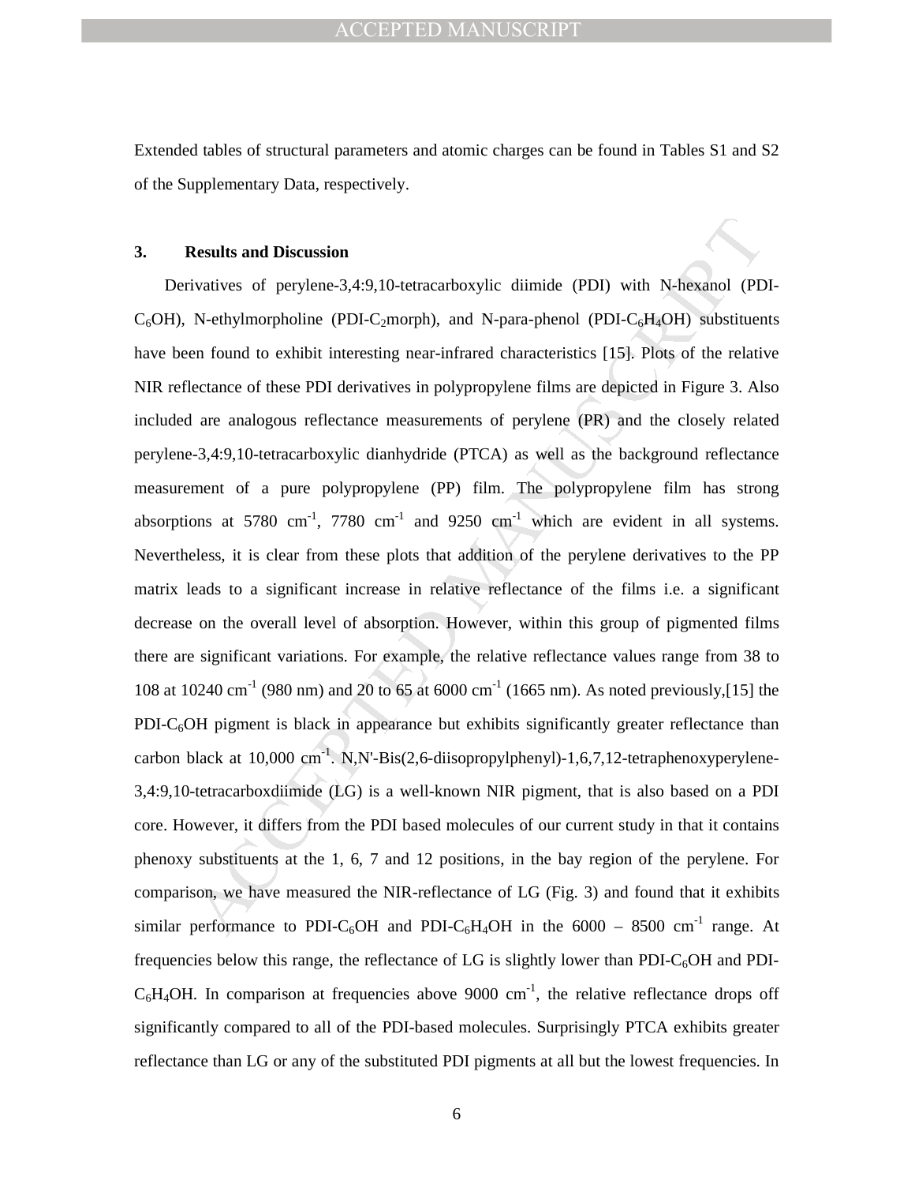Extended tables of structural parameters and atomic charges can be found in Tables S1 and S2 of the Supplementary Data, respectively.

## 3. Results and Discussion

Derivatives of perylene-3,4:9,10-tetracarboxylic diimide (PDI) with N-hexanol (PDI-$C_6OH$), N-ethylmorpholine (PDI-$C_2$morph), and N-para-phenol (PDI-$C_6H_4OH$) substituents have been found to exhibit interesting near-infrared characteristics [15]. Plots of the relative NIR reflectance of these PDI derivatives in polypropylene films are depicted in Figure 3. Also included are analogous reflectance measurements of perylene (PR) and the closely related perylene-3,4:9,10-tetracarboxylic dianhydride (PTCA) as well as the background reflectance measurement of a pure polypropylene (PP) film. The polypropylene film has strong absorptions at 5780 $cm^{-1}$, 7780 $cm^{-1}$ and 9250 $cm^{-1}$ which are evident in all systems. Nevertheless, it is clear from these plots that addition of the perylene derivatives to the PP matrix leads to a significant increase in relative reflectance of the films i.e. a significant decrease on the overall level of absorption. However, within this group of pigmented films there are significant variations. For example, the relative reflectance values range from 38 to 108 at 10240 $cm^{-1}$ (980 nm) and 20 to 65 at 6000 $cm^{-1}$ (1665 nm). As noted previously,[15] the PDI-$C_6OH$ pigment is black in appearance but exhibits significantly greater reflectance than carbon black at 10,000 $cm^{-1}$. N,N'-Bis(2,6-diisopropylphenyl)-1,6,7,12-tetraphenoxyperylene-3,4:9,10-tetracarboxdiimide (LG) is a well-known NIR pigment, that is also based on a PDI core. However, it differs from the PDI based molecules of our current study in that it contains phenoxy substituents at the 1, 6, 7 and 12 positions, in the bay region of the perylene. For comparison, we have measured the NIR-reflectance of LG (Fig. 3) and found that it exhibits similar performance to PDI-$C_6OH$ and PDI-$C_6H_4OH$ in the 6000 – 8500 $cm^{-1}$ range. At frequencies below this range, the reflectance of LG is slightly lower than PDI-$C_6OH$ and PDI-$C_6H_4OH$. In comparison at frequencies above 9000 $cm^{-1}$, the relative reflectance drops off significantly compared to all of the PDI-based molecules. Surprisingly PTCA exhibits greater reflectance than LG or any of the substituted PDI pigments at all but the lowest frequencies. In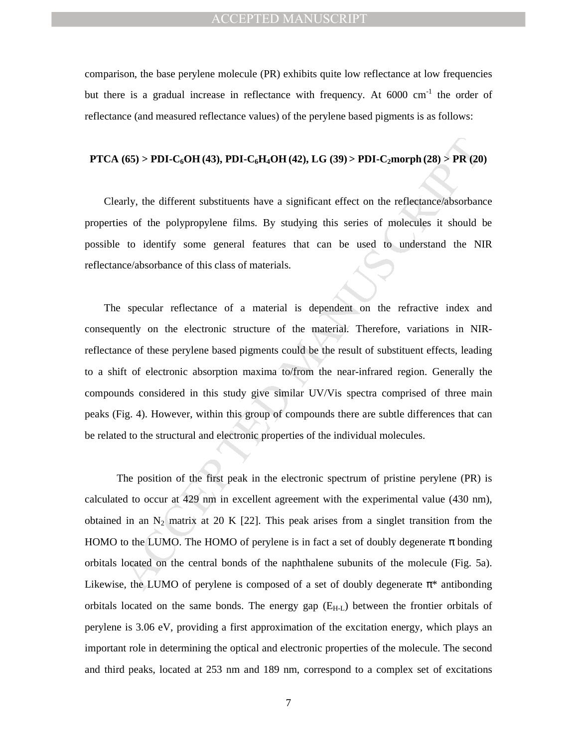comparison, the base perylene molecule (PR) exhibits quite low reflectance at low frequencies but there is a gradual increase in reflectance with frequency. At 6000 $cm^{-1}$ the order of reflectance (and measured reflectance values) of the perylene based pigments is as follows:

**PTCA (65) > PDI-$C_6$OH (43), PDI-$C_6H_4$OH (42), LG (39) > PDI-$C_2$morph (28) > PR (20)**

Clearly, the different substituents have a significant effect on the reflectance/absorbance properties of the polypropylene films. By studying this series of molecules it should be possible to identify some general features that can be used to understand the NIR reflectance/absorbance of this class of materials.

The specular reflectance of a material is dependent on the refractive index and consequently on the electronic structure of the material. Therefore, variations in NIR-reflectance of these perylene based pigments could be the result of substituent effects, leading to a shift of electronic absorption maxima to/from the near-infrared region. Generally the compounds considered in this study give similar UV/Vis spectra comprised of three main peaks (Fig. 4). However, within this group of compounds there are subtle differences that can be related to the structural and electronic properties of the individual molecules.

The position of the first peak in the electronic spectrum of pristine perylene (PR) is calculated to occur at 429 nm in excellent agreement with the experimental value (430 nm), obtained in an $N_2$ matrix at 20 K [22]. This peak arises from a singlet transition from the HOMO to the LUMO. The HOMO of perylene is in fact a set of doubly degenerate π bonding orbitals located on the central bonds of the naphthalene subunits of the molecule (Fig. 5a). Likewise, the LUMO of perylene is composed of a set of doubly degenerate π* antibonding orbitals located on the same bonds. The energy gap ($E_{H-L}$) between the frontier orbitals of perylene is 3.06 eV, providing a first approximation of the excitation energy, which plays an important role in determining the optical and electronic properties of the molecule. The second and third peaks, located at 253 nm and 189 nm, correspond to a complex set of excitations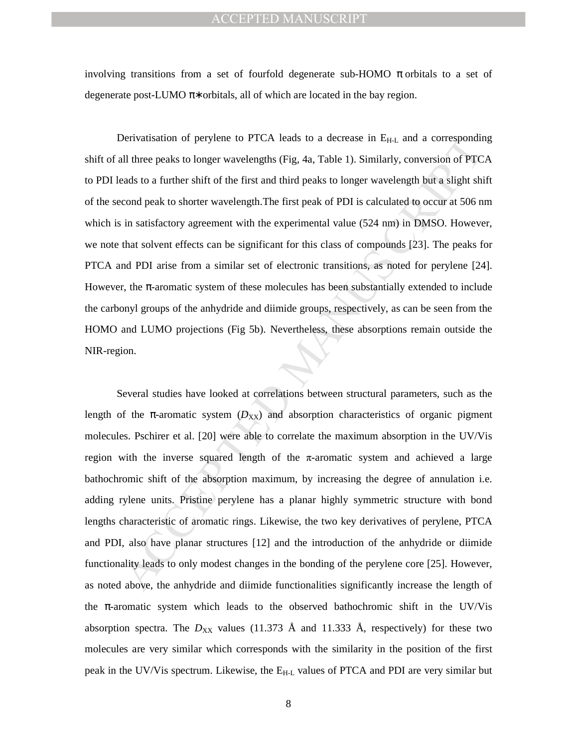involving transitions from a set of fourfold degenerate sub-HOMO π orbitals to a set of degenerate post-LUMO π∗orbitals, all of which are located in the bay region.

Derivatisation of perylene to PTCA leads to a decrease in $E_{H\text{-}L}$ and a corresponding shift of all three peaks to longer wavelengths (Fig, 4a, Table 1). Similarly, conversion of PTCA to PDI leads to a further shift of the first and third peaks to longer wavelength but a slight shift of the second peak to shorter wavelength.The first peak of PDI is calculated to occur at 506 nm which is in satisfactory agreement with the experimental value (524 nm) in DMSO. However, we note that solvent effects can be significant for this class of compounds [23]. The peaks for PTCA and PDI arise from a similar set of electronic transitions, as noted for perylene [24]. However, the π-aromatic system of these molecules has been substantially extended to include the carbonyl groups of the anhydride and diimide groups, respectively, as can be seen from the HOMO and LUMO projections (Fig 5b). Nevertheless, these absorptions remain outside the NIR-region.

Several studies have looked at correlations between structural parameters, such as the length of the π-aromatic system ($D_{XX}$) and absorption characteristics of organic pigment molecules. Pschirer et al. [20] were able to correlate the maximum absorption in the UV/Vis region with the inverse squared length of the π-aromatic system and achieved a large bathochromic shift of the absorption maximum, by increasing the degree of annulation i.e. adding rylene units. Pristine perylene has a planar highly symmetric structure with bond lengths characteristic of aromatic rings. Likewise, the two key derivatives of perylene, PTCA and PDI, also have planar structures [12] and the introduction of the anhydride or diimide functionality leads to only modest changes in the bonding of the perylene core [25]. However, as noted above, the anhydride and diimide functionalities significantly increase the length of the π-aromatic system which leads to the observed bathochromic shift in the UV/Vis absorption spectra. The $D_{XX}$ values (11.373 Å and 11.333 Å, respectively) for these two molecules are very similar which corresponds with the similarity in the position of the first peak in the UV/Vis spectrum. Likewise, the $E_{H\text{-}L}$ values of PTCA and PDI are very similar but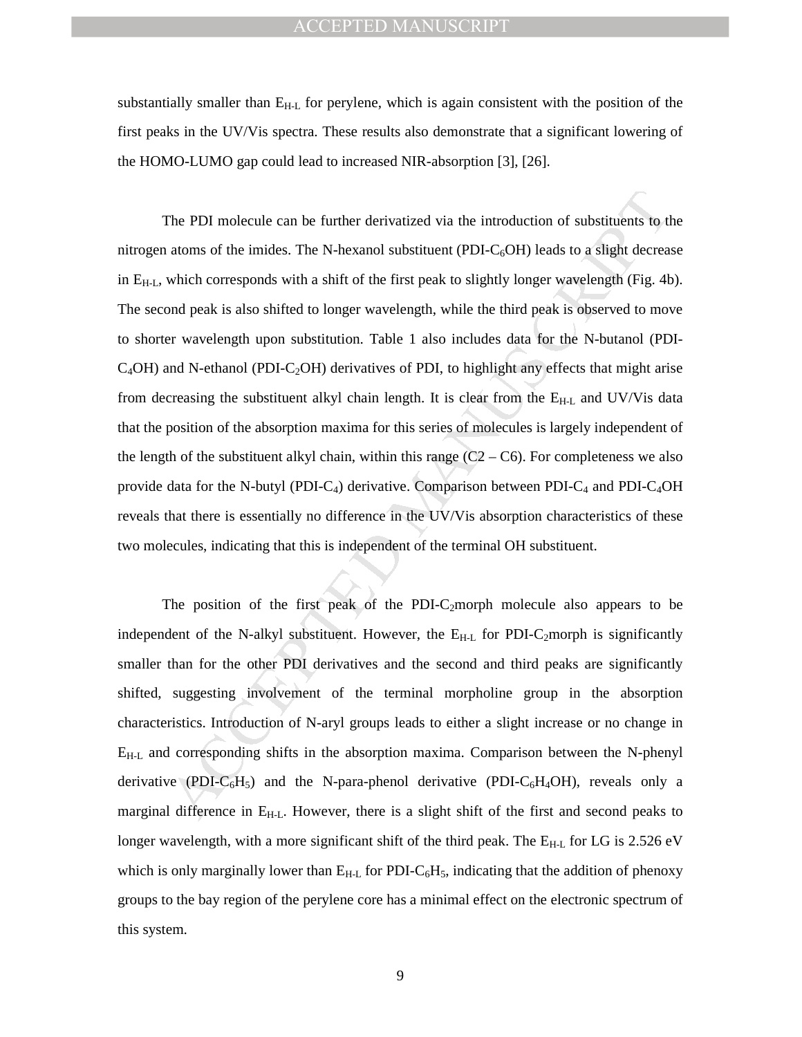substantially smaller than $E_{H\text{-}L}$ for perylene, which is again consistent with the position of the first peaks in the UV/Vis spectra. These results also demonstrate that a significant lowering of the HOMO-LUMO gap could lead to increased NIR-absorption [3], [26].

The PDI molecule can be further derivatized via the introduction of substituents to the nitrogen atoms of the imides. The N-hexanol substituent (PDI-$C_6$OH) leads to a slight decrease in $E_{H\text{-}L}$, which corresponds with a shift of the first peak to slightly longer wavelength (Fig. 4b). The second peak is also shifted to longer wavelength, while the third peak is observed to move to shorter wavelength upon substitution. Table 1 also includes data for the N-butanol (PDI-$C_4$OH) and N-ethanol (PDI-$C_2$OH) derivatives of PDI, to highlight any effects that might arise from decreasing the substituent alkyl chain length. It is clear from the $E_{H\text{-}L}$ and UV/Vis data that the position of the absorption maxima for this series of molecules is largely independent of the length of the substituent alkyl chain, within this range (C2 – C6). For completeness we also provide data for the N-butyl (PDI-$C_4$) derivative. Comparison between PDI-$C_4$ and PDI-$C_4$OH reveals that there is essentially no difference in the UV/Vis absorption characteristics of these two molecules, indicating that this is independent of the terminal OH substituent.

The position of the first peak of the PDI-$C_2$morph molecule also appears to be independent of the N-alkyl substituent. However, the $E_{H\text{-}L}$ for PDI-$C_2$morph is significantly smaller than for the other PDI derivatives and the second and third peaks are significantly shifted, suggesting involvement of the terminal morpholine group in the absorption characteristics. Introduction of N-aryl groups leads to either a slight increase or no change in $E_{H\text{-}L}$ and corresponding shifts in the absorption maxima. Comparison between the N-phenyl derivative (PDI-$C_6H_5$) and the N-para-phenol derivative (PDI-$C_6H_4$OH), reveals only a marginal difference in $E_{H\text{-}L}$. However, there is a slight shift of the first and second peaks to longer wavelength, with a more significant shift of the third peak. The $E_{H\text{-}L}$ for LG is 2.526 eV which is only marginally lower than $E_{H\text{-}L}$ for PDI-$C_6H_5$, indicating that the addition of phenoxy groups to the bay region of the perylene core has a minimal effect on the electronic spectrum of this system.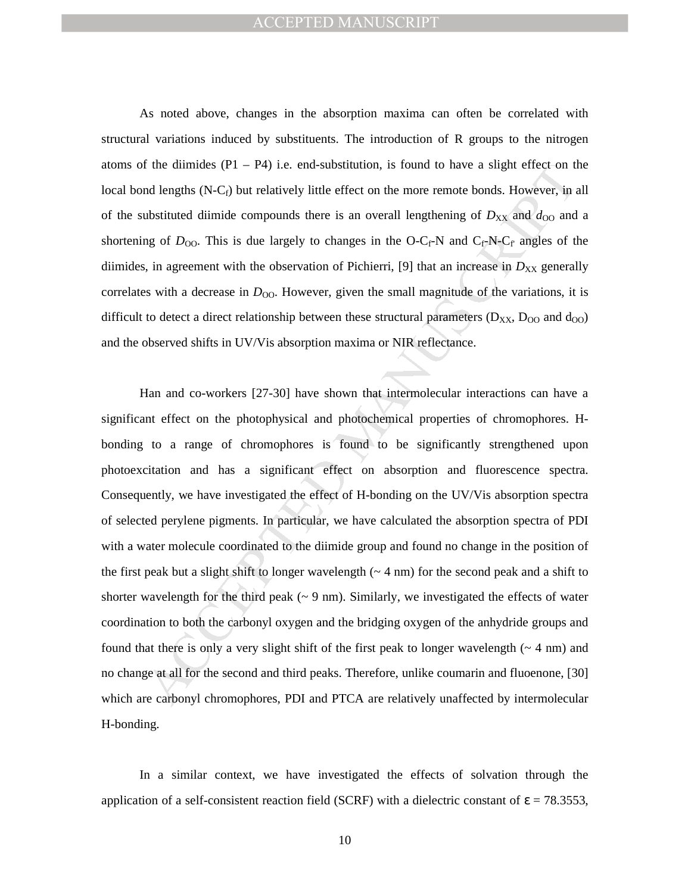As noted above, changes in the absorption maxima can often be correlated with structural variations induced by substituents. The introduction of R groups to the nitrogen atoms of the diimides (P1 – P4) i.e. end-substitution, is found to have a slight effect on the local bond lengths (N-$C_f$) but relatively little effect on the more remote bonds. However, in all of the substituted diimide compounds there is an overall lengthening of $D_{XX}$ and $d_{OO}$ and a shortening of $D_{OO}$. This is due largely to changes in the O-$C_f$-N and $C_f$-N-$C_{f'}$ angles of the diimides, in agreement with the observation of Pichierri, [9] that an increase in $D_{XX}$ generally correlates with a decrease in $D_{OO}$. However, given the small magnitude of the variations, it is difficult to detect a direct relationship between these structural parameters ($D_{XX}$, $D_{OO}$ and $d_{OO}$) and the observed shifts in UV/Vis absorption maxima or NIR reflectance.

Han and co-workers [27-30] have shown that intermolecular interactions can have a significant effect on the photophysical and photochemical properties of chromophores. H-bonding to a range of chromophores is found to be significantly strengthened upon photoexcitation and has a significant effect on absorption and fluorescence spectra. Consequently, we have investigated the effect of H-bonding on the UV/Vis absorption spectra of selected perylene pigments. In particular, we have calculated the absorption spectra of PDI with a water molecule coordinated to the diimide group and found no change in the position of the first peak but a slight shift to longer wavelength (~ 4 nm) for the second peak and a shift to shorter wavelength for the third peak (~ 9 nm). Similarly, we investigated the effects of water coordination to both the carbonyl oxygen and the bridging oxygen of the anhydride groups and found that there is only a very slight shift of the first peak to longer wavelength (~ 4 nm) and no change at all for the second and third peaks. Therefore, unlike coumarin and fluoenone, [30] which are carbonyl chromophores, PDI and PTCA are relatively unaffected by intermolecular H-bonding.

In a similar context, we have investigated the effects of solvation through the application of a self-consistent reaction field (SCRF) with a dielectric constant of $\varepsilon = 78.3553$,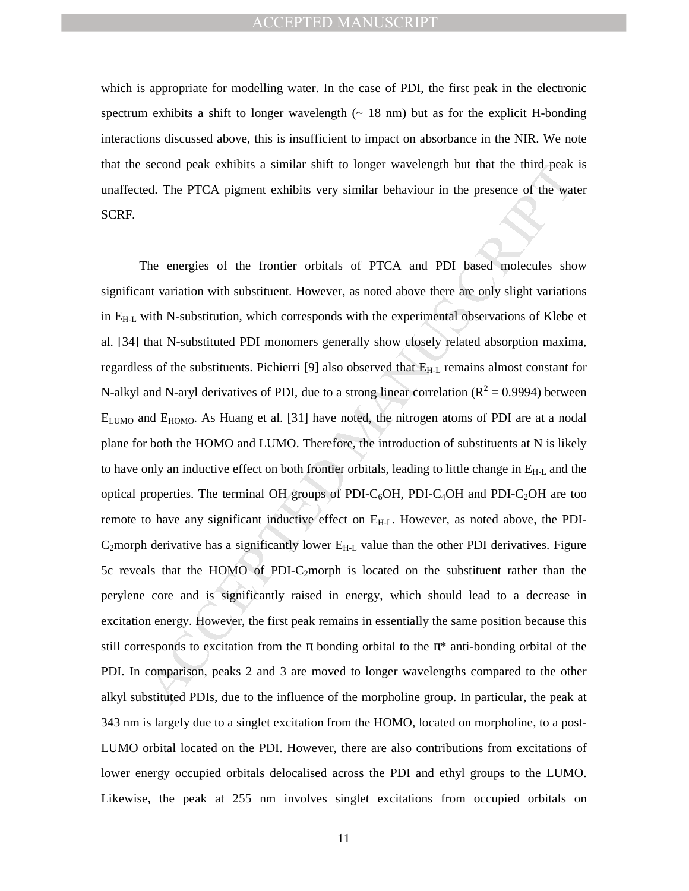which is appropriate for modelling water. In the case of PDI, the first peak in the electronic spectrum exhibits a shift to longer wavelength (~ 18 nm) but as for the explicit H-bonding interactions discussed above, this is insufficient to impact on absorbance in the NIR. We note that the second peak exhibits a similar shift to longer wavelength but that the third peak is unaffected. The PTCA pigment exhibits very similar behaviour in the presence of the water SCRF.

The energies of the frontier orbitals of PTCA and PDI based molecules show significant variation with substituent. However, as noted above there are only slight variations in $E_{H-L}$ with N-substitution, which corresponds with the experimental observations of Klebe et al. [34] that N-substituted PDI monomers generally show closely related absorption maxima, regardless of the substituents. Pichierri [9] also observed that $E_{H-L}$ remains almost constant for N-alkyl and N-aryl derivatives of PDI, due to a strong linear correlation ($R^2 = 0.9994$) between $E_{LUMO}$ and $E_{HOMO}$. As Huang et al. [31] have noted, the nitrogen atoms of PDI are at a nodal plane for both the HOMO and LUMO. Therefore, the introduction of substituents at N is likely to have only an inductive effect on both frontier orbitals, leading to little change in $E_{H-L}$ and the optical properties. The terminal OH groups of PDI-$C_6$OH, PDI-$C_4$OH and PDI-$C_2$OH are too remote to have any significant inductive effect on $E_{H-L}$. However, as noted above, the PDI-$C_2$morph derivative has a significantly lower $E_{H-L}$ value than the other PDI derivatives. Figure 5c reveals that the HOMO of PDI-$C_2$morph is located on the substituent rather than the perylene core and is significantly raised in energy, which should lead to a decrease in excitation energy. However, the first peak remains in essentially the same position because this still corresponds to excitation from the π bonding orbital to the π* anti-bonding orbital of the PDI. In comparison, peaks 2 and 3 are moved to longer wavelengths compared to the other alkyl substituted PDIs, due to the influence of the morpholine group. In particular, the peak at 343 nm is largely due to a singlet excitation from the HOMO, located on morpholine, to a post-LUMO orbital located on the PDI. However, there are also contributions from excitations of lower energy occupied orbitals delocalised across the PDI and ethyl groups to the LUMO. Likewise, the peak at 255 nm involves singlet excitations from occupied orbitals on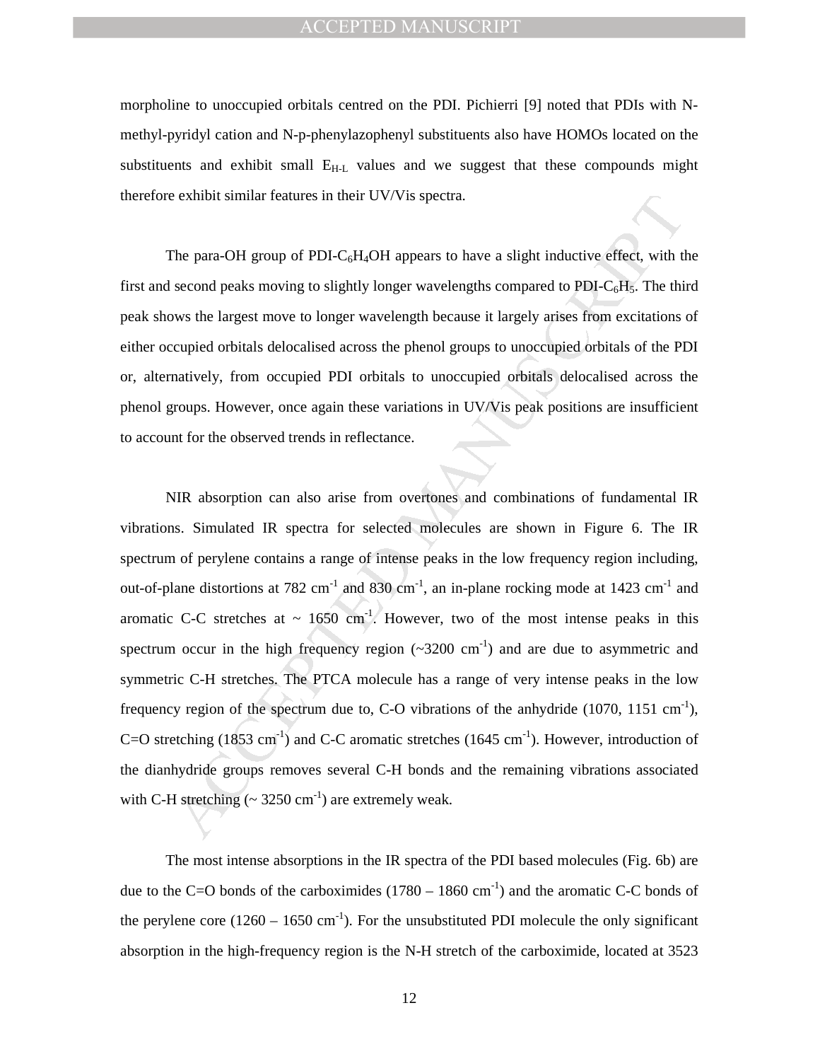morpholine to unoccupied orbitals centred on the PDI. Pichierri [9] noted that PDIs with N-methyl-pyridyl cation and N-p-phenylazophenyl substituents also have HOMOs located on the substituents and exhibit small $E_{H\text{-}L}$ values and we suggest that these compounds might therefore exhibit similar features in their UV/Vis spectra.

The para-OH group of PDI-$C_6H_4OH$ appears to have a slight inductive effect, with the first and second peaks moving to slightly longer wavelengths compared to PDI-$C_6H_5$. The third peak shows the largest move to longer wavelength because it largely arises from excitations of either occupied orbitals delocalised across the phenol groups to unoccupied orbitals of the PDI or, alternatively, from occupied PDI orbitals to unoccupied orbitals delocalised across the phenol groups. However, once again these variations in UV/Vis peak positions are insufficient to account for the observed trends in reflectance.

NIR absorption can also arise from overtones and combinations of fundamental IR vibrations. Simulated IR spectra for selected molecules are shown in Figure 6. The IR spectrum of perylene contains a range of intense peaks in the low frequency region including, out-of-plane distortions at 782 $cm^{-1}$ and 830 $cm^{-1}$, an in-plane rocking mode at 1423 $cm^{-1}$ and aromatic C-C stretches at ~ 1650 $cm^{-1}$. However, two of the most intense peaks in this spectrum occur in the high frequency region (~3200 $cm^{-1}$) and are due to asymmetric and symmetric C-H stretches. The PTCA molecule has a range of very intense peaks in the low frequency region of the spectrum due to, C-O vibrations of the anhydride (1070, 1151 $cm^{-1}$), C=O stretching (1853 $cm^{-1}$) and C-C aromatic stretches (1645 $cm^{-1}$). However, introduction of the dianhydride groups removes several C-H bonds and the remaining vibrations associated with C-H stretching (~ 3250 $cm^{-1}$) are extremely weak.

The most intense absorptions in the IR spectra of the PDI based molecules (Fig. 6b) are due to the C=O bonds of the carboximides (1780 – 1860 $cm^{-1}$) and the aromatic C-C bonds of the perylene core (1260 – 1650 $cm^{-1}$). For the unsubstituted PDI molecule the only significant absorption in the high-frequency region is the N-H stretch of the carboximide, located at 3523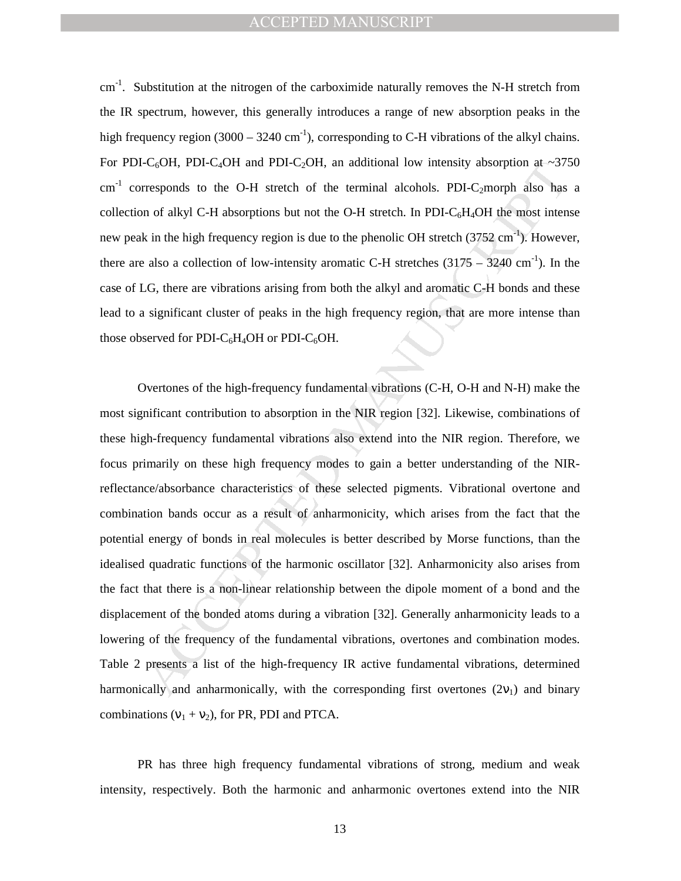$cm^{-1}$. Substitution at the nitrogen of the carboximide naturally removes the N-H stretch from the IR spectrum, however, this generally introduces a range of new absorption peaks in the high frequency region (3000 – 3240 $cm^{-1}$), corresponding to C-H vibrations of the alkyl chains. For PDI-$C_6$OH, PDI-$C_4$OH and PDI-$C_2$OH, an additional low intensity absorption at ~3750 $cm^{-1}$ corresponds to the O-H stretch of the terminal alcohols. PDI-$C_2$morph also has a collection of alkyl C-H absorptions but not the O-H stretch. In PDI-$C_6H_4$OH the most intense new peak in the high frequency region is due to the phenolic OH stretch (3752 $cm^{-1}$). However, there are also a collection of low-intensity aromatic C-H stretches (3175 – 3240 $cm^{-1}$). In the case of LG, there are vibrations arising from both the alkyl and aromatic C-H bonds and these lead to a significant cluster of peaks in the high frequency region, that are more intense than those observed for PDI-$C_6H_4$OH or PDI-$C_6$OH.

Overtones of the high-frequency fundamental vibrations (C-H, O-H and N-H) make the most significant contribution to absorption in the NIR region [32]. Likewise, combinations of these high-frequency fundamental vibrations also extend into the NIR region. Therefore, we focus primarily on these high frequency modes to gain a better understanding of the NIR-reflectance/absorbance characteristics of these selected pigments. Vibrational overtone and combination bands occur as a result of anharmonicity, which arises from the fact that the potential energy of bonds in real molecules is better described by Morse functions, than the idealised quadratic functions of the harmonic oscillator [32]. Anharmonicity also arises from the fact that there is a non-linear relationship between the dipole moment of a bond and the displacement of the bonded atoms during a vibration [32]. Generally anharmonicity leads to a lowering of the frequency of the fundamental vibrations, overtones and combination modes. Table 2 presents a list of the high-frequency IR active fundamental vibrations, determined harmonically and anharmonically, with the corresponding first overtones ($2\nu_1$) and binary combinations ($\nu_1 + \nu_2$), for PR, PDI and PTCA.

PR has three high frequency fundamental vibrations of strong, medium and weak intensity, respectively. Both the harmonic and anharmonic overtones extend into the NIR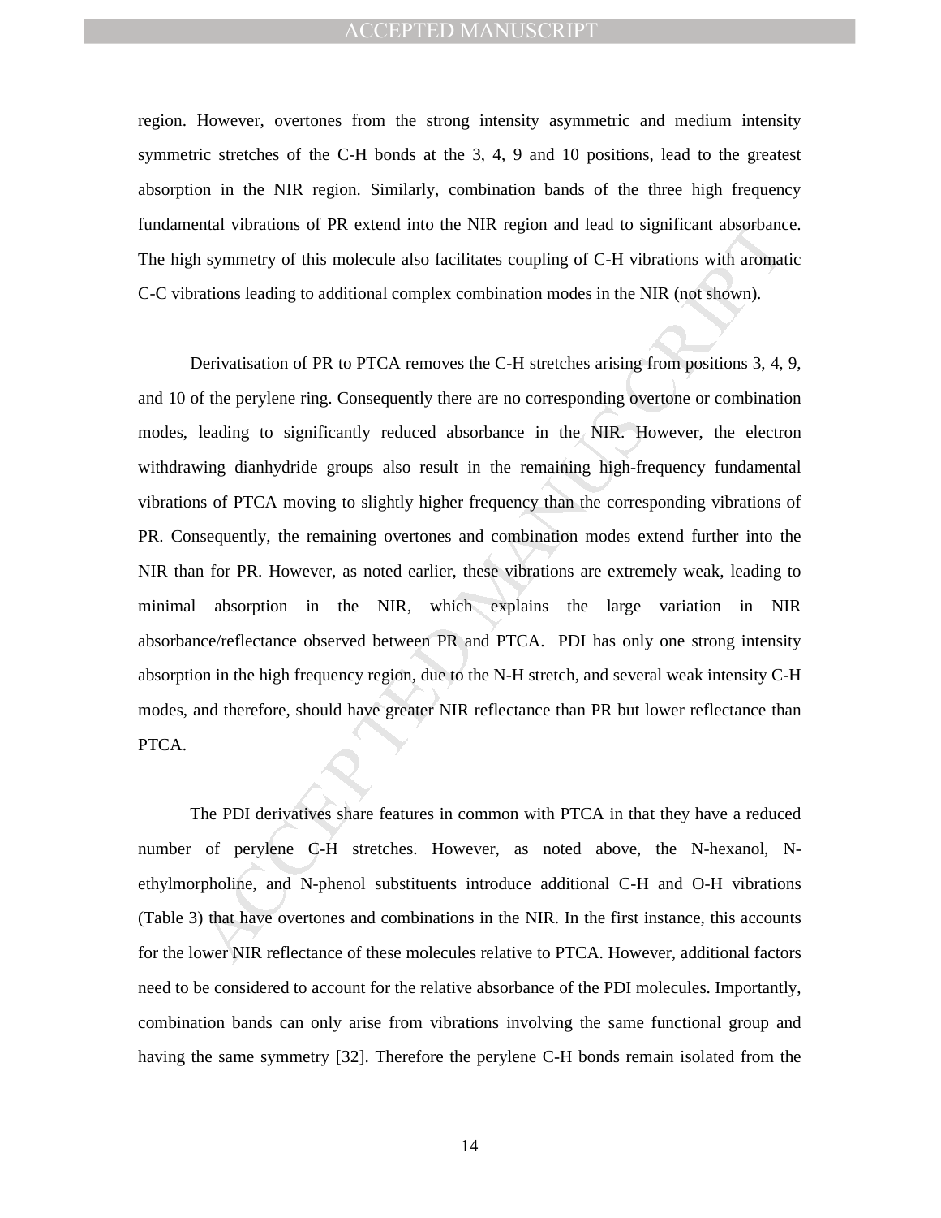region. However, overtones from the strong intensity asymmetric and medium intensity symmetric stretches of the C-H bonds at the 3, 4, 9 and 10 positions, lead to the greatest absorption in the NIR region. Similarly, combination bands of the three high frequency fundamental vibrations of PR extend into the NIR region and lead to significant absorbance. The high symmetry of this molecule also facilitates coupling of C-H vibrations with aromatic C-C vibrations leading to additional complex combination modes in the NIR (not shown).

Derivatisation of PR to PTCA removes the C-H stretches arising from positions 3, 4, 9, and 10 of the perylene ring. Consequently there are no corresponding overtone or combination modes, leading to significantly reduced absorbance in the NIR. However, the electron withdrawing dianhydride groups also result in the remaining high-frequency fundamental vibrations of PTCA moving to slightly higher frequency than the corresponding vibrations of PR. Consequently, the remaining overtones and combination modes extend further into the NIR than for PR. However, as noted earlier, these vibrations are extremely weak, leading to minimal absorption in the NIR, which explains the large variation in NIR absorbance/reflectance observed between PR and PTCA. PDI has only one strong intensity absorption in the high frequency region, due to the N-H stretch, and several weak intensity C-H modes, and therefore, should have greater NIR reflectance than PR but lower reflectance than PTCA.

The PDI derivatives share features in common with PTCA in that they have a reduced number of perylene C-H stretches. However, as noted above, the N-hexanol, N-ethylmorpholine, and N-phenol substituents introduce additional C-H and O-H vibrations (Table 3) that have overtones and combinations in the NIR. In the first instance, this accounts for the lower NIR reflectance of these molecules relative to PTCA. However, additional factors need to be considered to account for the relative absorbance of the PDI molecules. Importantly, combination bands can only arise from vibrations involving the same functional group and having the same symmetry [32]. Therefore the perylene C-H bonds remain isolated from the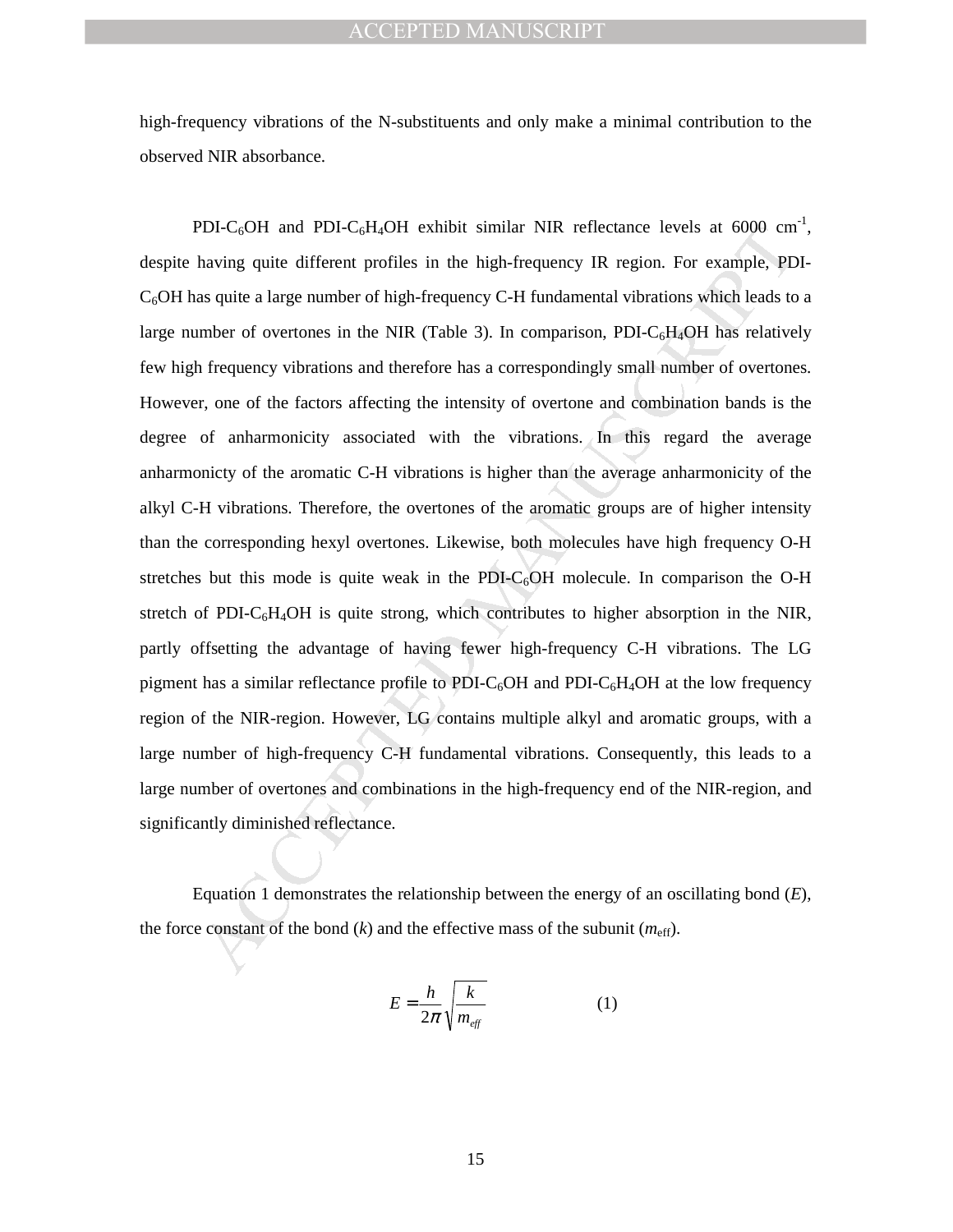high-frequency vibrations of the N-substituents and only make a minimal contribution to the observed NIR absorbance.

PDI-$C_6OH$ and PDI-$C_6H_4OH$ exhibit similar NIR reflectance levels at 6000 $cm^{-1}$, despite having quite different profiles in the high-frequency IR region. For example, PDI-$C_6OH$ has quite a large number of high-frequency C-H fundamental vibrations which leads to a large number of overtones in the NIR (Table 3). In comparison, PDI-$C_6H_4OH$ has relatively few high frequency vibrations and therefore has a correspondingly small number of overtones. However, one of the factors affecting the intensity of overtone and combination bands is the degree of anharmonicity associated with the vibrations. In this regard the average anharmonicty of the aromatic C-H vibrations is higher than the average anharmonicity of the alkyl C-H vibrations. Therefore, the overtones of the aromatic groups are of higher intensity than the corresponding hexyl overtones. Likewise, both molecules have high frequency O-H stretches but this mode is quite weak in the PDI-$C_6OH$ molecule. In comparison the O-H stretch of PDI-$C_6H_4OH$ is quite strong, which contributes to higher absorption in the NIR, partly offsetting the advantage of having fewer high-frequency C-H vibrations. The LG pigment has a similar reflectance profile to PDI-$C_6OH$ and PDI-$C_6H_4OH$ at the low frequency region of the NIR-region. However, LG contains multiple alkyl and aromatic groups, with a large number of high-frequency C-H fundamental vibrations. Consequently, this leads to a large number of overtones and combinations in the high-frequency end of the NIR-region, and significantly diminished reflectance.

Equation 1 demonstrates the relationship between the energy of an oscillating bond ($E$), the force constant of the bond ($k$) and the effective mass of the subunit ($m_{\text{eff}}$).

$$E = \frac{h}{2\pi}\sqrt{\frac{k}{m_{eff}}} \qquad (1)$$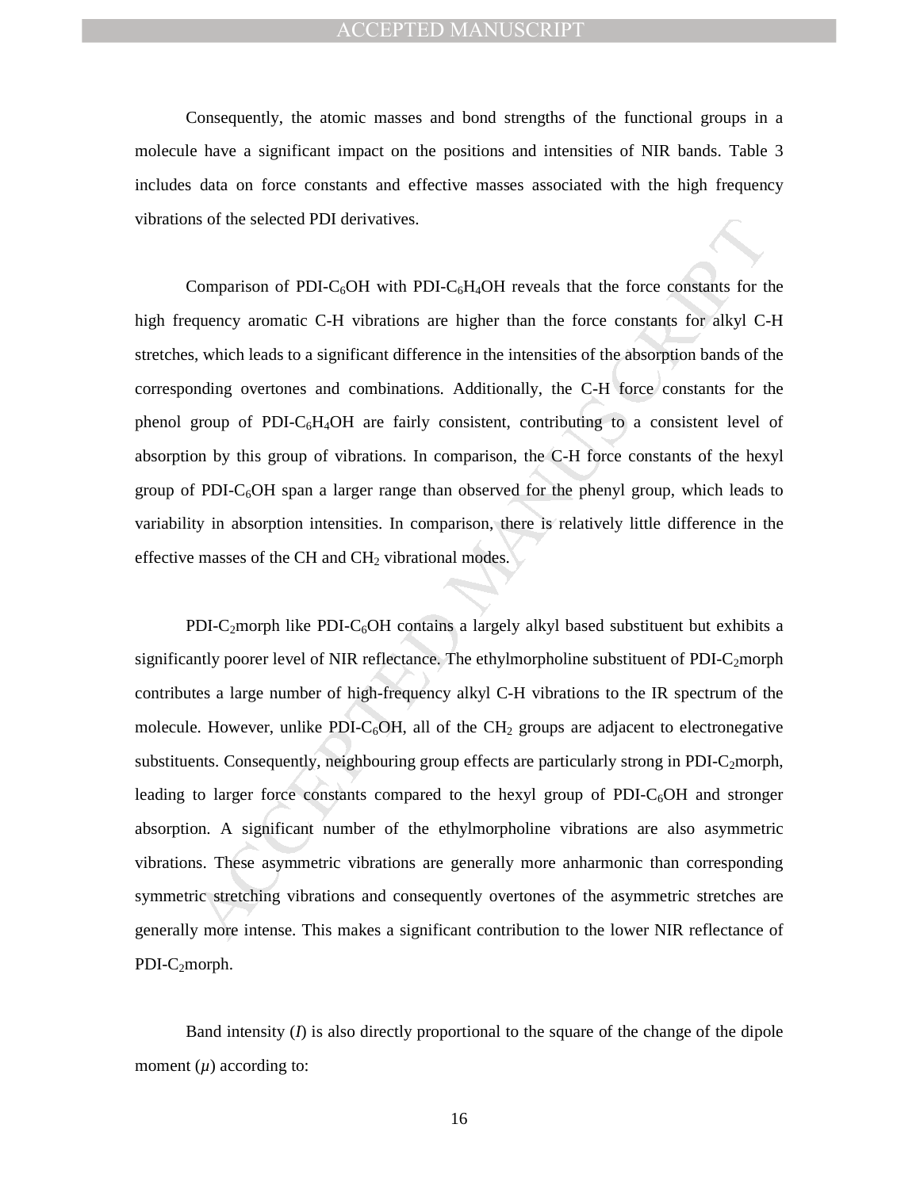Consequently, the atomic masses and bond strengths of the functional groups in a molecule have a significant impact on the positions and intensities of NIR bands. Table 3 includes data on force constants and effective masses associated with the high frequency vibrations of the selected PDI derivatives.

Comparison of PDI-$C_6OH$ with PDI-$C_6H_4OH$ reveals that the force constants for the high frequency aromatic C-H vibrations are higher than the force constants for alkyl C-H stretches, which leads to a significant difference in the intensities of the absorption bands of the corresponding overtones and combinations. Additionally, the C-H force constants for the phenol group of PDI-$C_6H_4OH$ are fairly consistent, contributing to a consistent level of absorption by this group of vibrations. In comparison, the C-H force constants of the hexyl group of PDI-$C_6OH$ span a larger range than observed for the phenyl group, which leads to variability in absorption intensities. In comparison, there is relatively little difference in the effective masses of the CH and $CH_2$ vibrational modes.

PDI-$C_2$morph like PDI-$C_6OH$ contains a largely alkyl based substituent but exhibits a significantly poorer level of NIR reflectance. The ethylmorpholine substituent of PDI-$C_2$morph contributes a large number of high-frequency alkyl C-H vibrations to the IR spectrum of the molecule. However, unlike PDI-$C_6OH$, all of the $CH_2$ groups are adjacent to electronegative substituents. Consequently, neighbouring group effects are particularly strong in PDI-$C_2$morph, leading to larger force constants compared to the hexyl group of PDI-$C_6OH$ and stronger absorption. A significant number of the ethylmorpholine vibrations are also asymmetric vibrations. These asymmetric vibrations are generally more anharmonic than corresponding symmetric stretching vibrations and consequently overtones of the asymmetric stretches are generally more intense. This makes a significant contribution to the lower NIR reflectance of PDI-$C_2$morph.

Band intensity ($I$) is also directly proportional to the square of the change of the dipole moment ($\mu$) according to: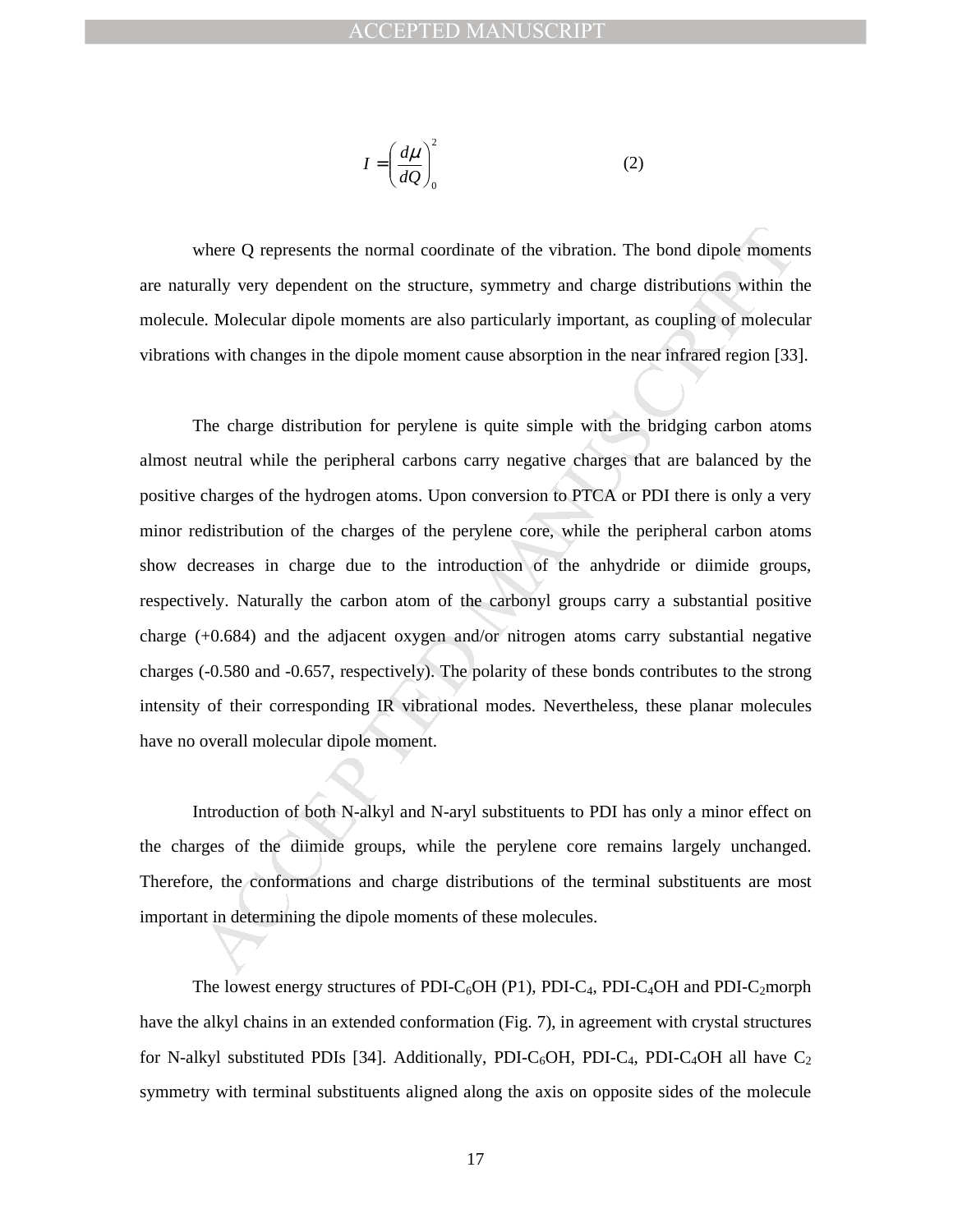$$I = \left( \frac{d\mu}{dQ} \right)_0^2 \quad (2)$$

where Q represents the normal coordinate of the vibration. The bond dipole moments are naturally very dependent on the structure, symmetry and charge distributions within the molecule. Molecular dipole moments are also particularly important, as coupling of molecular vibrations with changes in the dipole moment cause absorption in the near infrared region [33].

The charge distribution for perylene is quite simple with the bridging carbon atoms almost neutral while the peripheral carbons carry negative charges that are balanced by the positive charges of the hydrogen atoms. Upon conversion to PTCA or PDI there is only a very minor redistribution of the charges of the perylene core, while the peripheral carbon atoms show decreases in charge due to the introduction of the anhydride or diimide groups, respectively. Naturally the carbon atom of the carbonyl groups carry a substantial positive charge (+0.684) and the adjacent oxygen and/or nitrogen atoms carry substantial negative charges (-0.580 and -0.657, respectively). The polarity of these bonds contributes to the strong intensity of their corresponding IR vibrational modes. Nevertheless, these planar molecules have no overall molecular dipole moment.

Introduction of both N-alkyl and N-aryl substituents to PDI has only a minor effect on the charges of the diimide groups, while the perylene core remains largely unchanged. Therefore, the conformations and charge distributions of the terminal substituents are most important in determining the dipole moments of these molecules.

The lowest energy structures of PDI-$C_6$OH (P1), PDI-$C_4$, PDI-$C_4$OH and PDI-$C_2$morph have the alkyl chains in an extended conformation (Fig. 7), in agreement with crystal structures for N-alkyl substituted PDIs [34]. Additionally, PDI-$C_6$OH, PDI-$C_4$, PDI-$C_4$OH all have $C_2$ symmetry with terminal substituents aligned along the axis on opposite sides of the molecule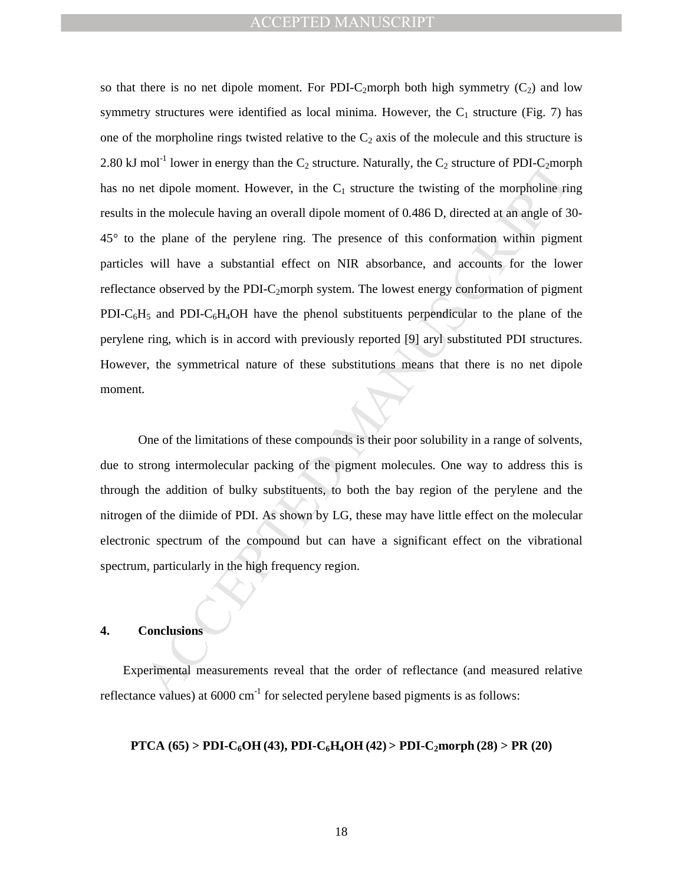so that there is no net dipole moment. For PDI-$C_2$morph both high symmetry ($C_2$) and low symmetry structures were identified as local minima. However, the $C_1$ structure (Fig. 7) has one of the morpholine rings twisted relative to the $C_2$ axis of the molecule and this structure is 2.80 kJ mol$^{-1}$ lower in energy than the $C_2$ structure. Naturally, the $C_2$ structure of PDI-$C_2$morph has no net dipole moment. However, in the $C_1$ structure the twisting of the morpholine ring results in the molecule having an overall dipole moment of 0.486 D, directed at an angle of 30-45° to the plane of the perylene ring. The presence of this conformation within pigment particles will have a substantial effect on NIR absorbance, and accounts for the lower reflectance observed by the PDI-$C_2$morph system. The lowest energy conformation of pigment PDI-$C_6H_5$ and PDI-$C_6H_4$OH have the phenol substituents perpendicular to the plane of the perylene ring, which is in accord with previously reported [9] aryl substituted PDI structures. However, the symmetrical nature of these substitutions means that there is no net dipole moment.

One of the limitations of these compounds is their poor solubility in a range of solvents, due to strong intermolecular packing of the pigment molecules. One way to address this is through the addition of bulky substituents, to both the bay region of the perylene and the nitrogen of the diimide of PDI. As shown by LG, these may have little effect on the molecular electronic spectrum of the compound but can have a significant effect on the vibrational spectrum, particularly in the high frequency region.

## 4. Conclusions

Experimental measurements reveal that the order of reflectance (and measured relative reflectance values) at 6000 cm$^{-1}$ for selected perylene based pigments is as follows:

**PTCA (65) > PDI-$C_6$OH (43), PDI-$C_6H_4$OH (42) > PDI-$C_2$morph (28) > PR (20)**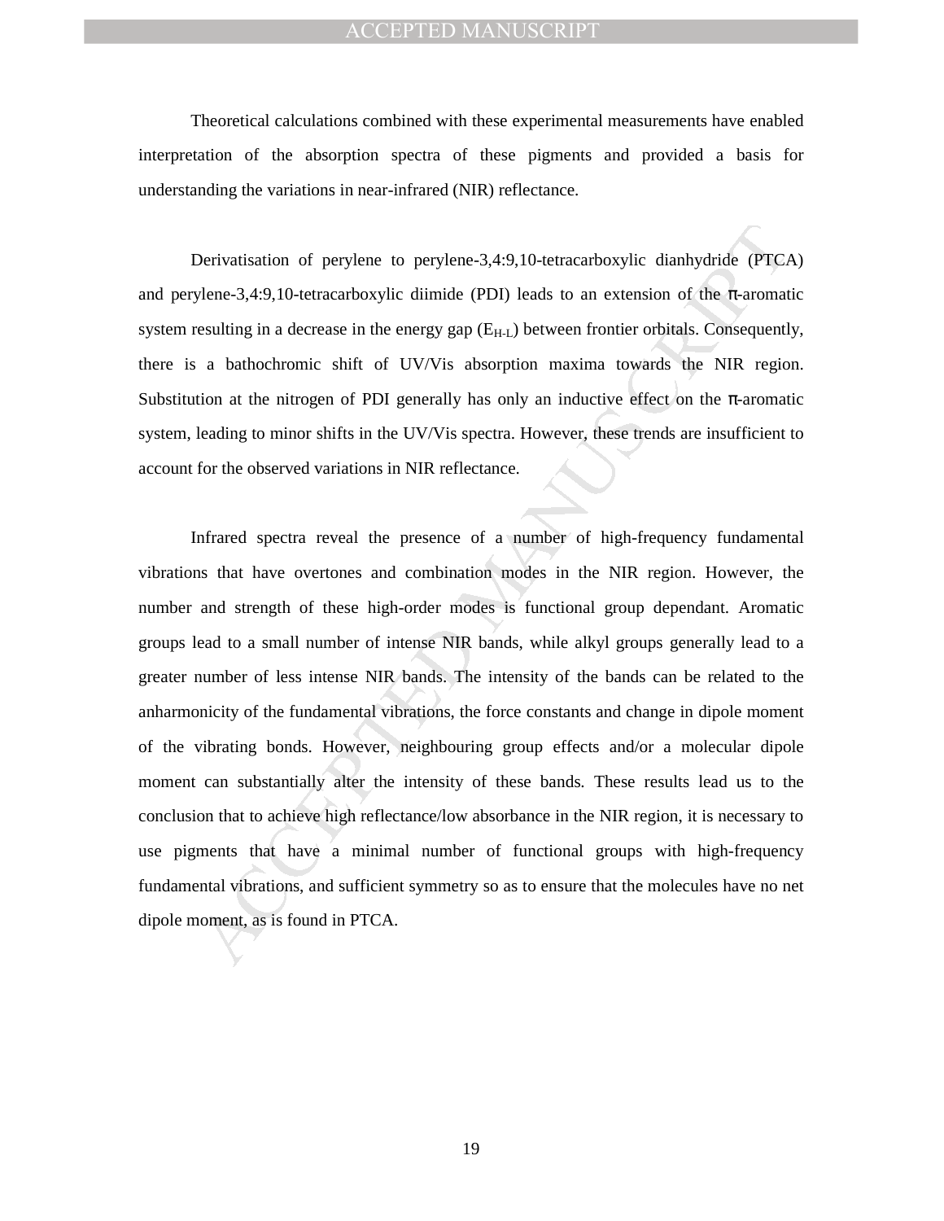Theoretical calculations combined with these experimental measurements have enabled interpretation of the absorption spectra of these pigments and provided a basis for understanding the variations in near-infrared (NIR) reflectance.

Derivatisation of perylene to perylene-3,4:9,10-tetracarboxylic dianhydride (PTCA) and perylene-3,4:9,10-tetracarboxylic diimide (PDI) leads to an extension of the π-aromatic system resulting in a decrease in the energy gap ($E_{H-L}$) between frontier orbitals. Consequently, there is a bathochromic shift of UV/Vis absorption maxima towards the NIR region. Substitution at the nitrogen of PDI generally has only an inductive effect on the π-aromatic system, leading to minor shifts in the UV/Vis spectra. However, these trends are insufficient to account for the observed variations in NIR reflectance.

Infrared spectra reveal the presence of a number of high-frequency fundamental vibrations that have overtones and combination modes in the NIR region. However, the number and strength of these high-order modes is functional group dependant. Aromatic groups lead to a small number of intense NIR bands, while alkyl groups generally lead to a greater number of less intense NIR bands. The intensity of the bands can be related to the anharmonicity of the fundamental vibrations, the force constants and change in dipole moment of the vibrating bonds. However, neighbouring group effects and/or a molecular dipole moment can substantially alter the intensity of these bands. These results lead us to the conclusion that to achieve high reflectance/low absorbance in the NIR region, it is necessary to use pigments that have a minimal number of functional groups with high-frequency fundamental vibrations, and sufficient symmetry so as to ensure that the molecules have no net dipole moment, as is found in PTCA.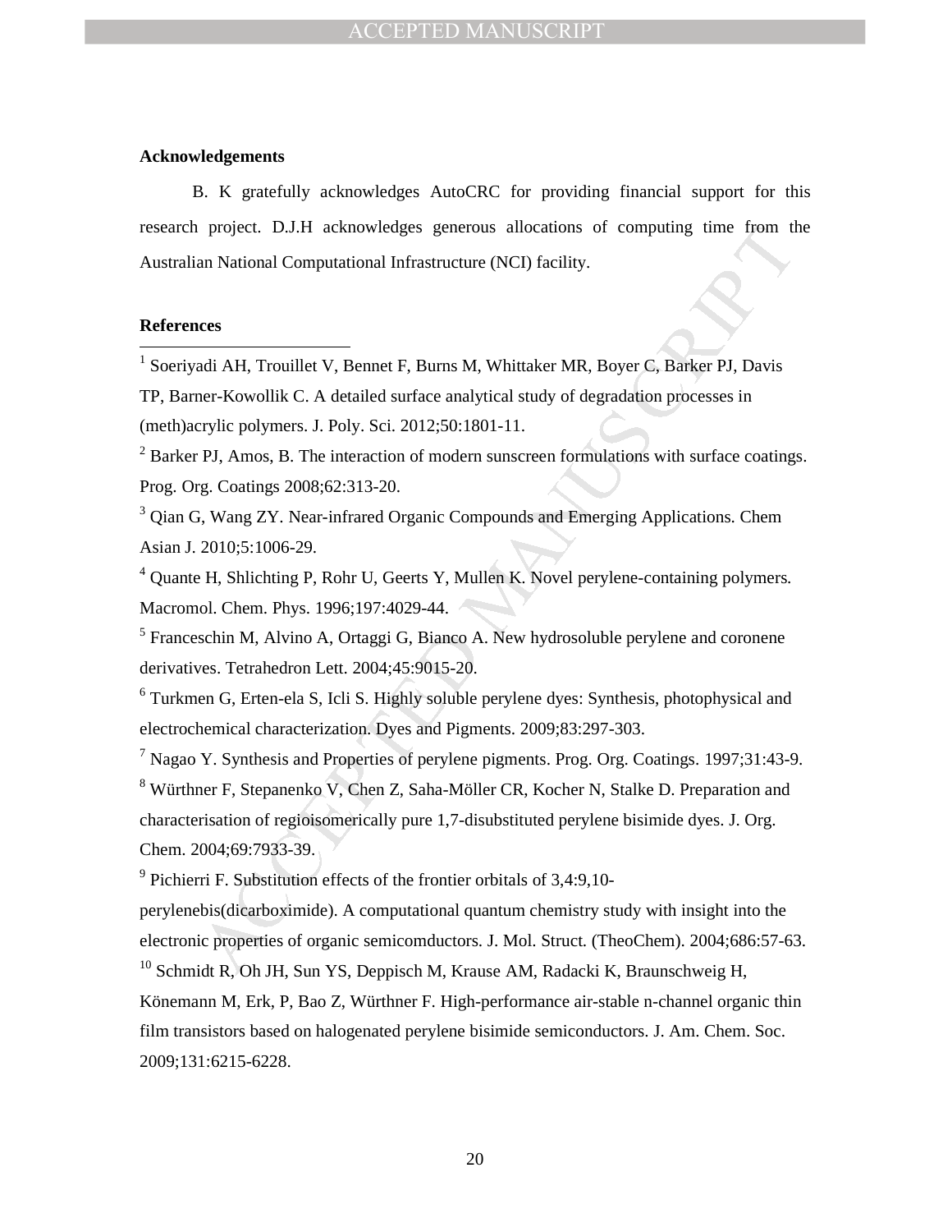**Acknowledgements**

B. K gratefully acknowledges AutoCRC for providing financial support for this research project. D.J.H acknowledges generous allocations of computing time from the Australian National Computational Infrastructure (NCI) facility.

**References**

[1] Soeriyadi AH, Trouillet V, Bennet F, Burns M, Whittaker MR, Boyer C, Barker PJ, Davis TP, Barner-Kowollik C. A detailed surface analytical study of degradation processes in (meth)acrylic polymers. J. Poly. Sci. 2012;50:1801-11.

[2] Barker PJ, Amos, B. The interaction of modern sunscreen formulations with surface coatings. Prog. Org. Coatings 2008;62:313-20.

[3] Qian G, Wang ZY. Near-infrared Organic Compounds and Emerging Applications. Chem Asian J. 2010;5:1006-29.

[4] Quante H, Shlichting P, Rohr U, Geerts Y, Mullen K. Novel perylene-containing polymers. Macromol. Chem. Phys. 1996;197:4029-44.

[5] Franceschin M, Alvino A, Ortaggi G, Bianco A. New hydrosoluble perylene and coronene derivatives. Tetrahedron Lett. 2004;45:9015-20.

[6] Turkmen G, Erten-ela S, Icli S. Highly soluble perylene dyes: Synthesis, photophysical and electrochemical characterization. Dyes and Pigments. 2009;83:297-303.

[7] Nagao Y. Synthesis and Properties of perylene pigments. Prog. Org. Coatings. 1997;31:43-9.

[8] Würthner F, Stepanenko V, Chen Z, Saha-Möller CR, Kocher N, Stalke D. Preparation and characterisation of regioisomerically pure 1,7-disubstituted perylene bisimide dyes. J. Org. Chem. 2004;69:7933-39.

[9] Pichierri F. Substitution effects of the frontier orbitals of 3,4:9,10-perylenebis(dicarboximide). A computational quantum chemistry study with insight into the electronic properties of organic semicomductors. J. Mol. Struct. (TheoChem). 2004;686:57-63.

[10] Schmidt R, Oh JH, Sun YS, Deppisch M, Krause AM, Radacki K, Braunschweig H, Könemann M, Erk, P, Bao Z, Würthner F. High-performance air-stable n-channel organic thin film transistors based on halogenated perylene bisimide semiconductors. J. Am. Chem. Soc. 2009;131:6215-6228.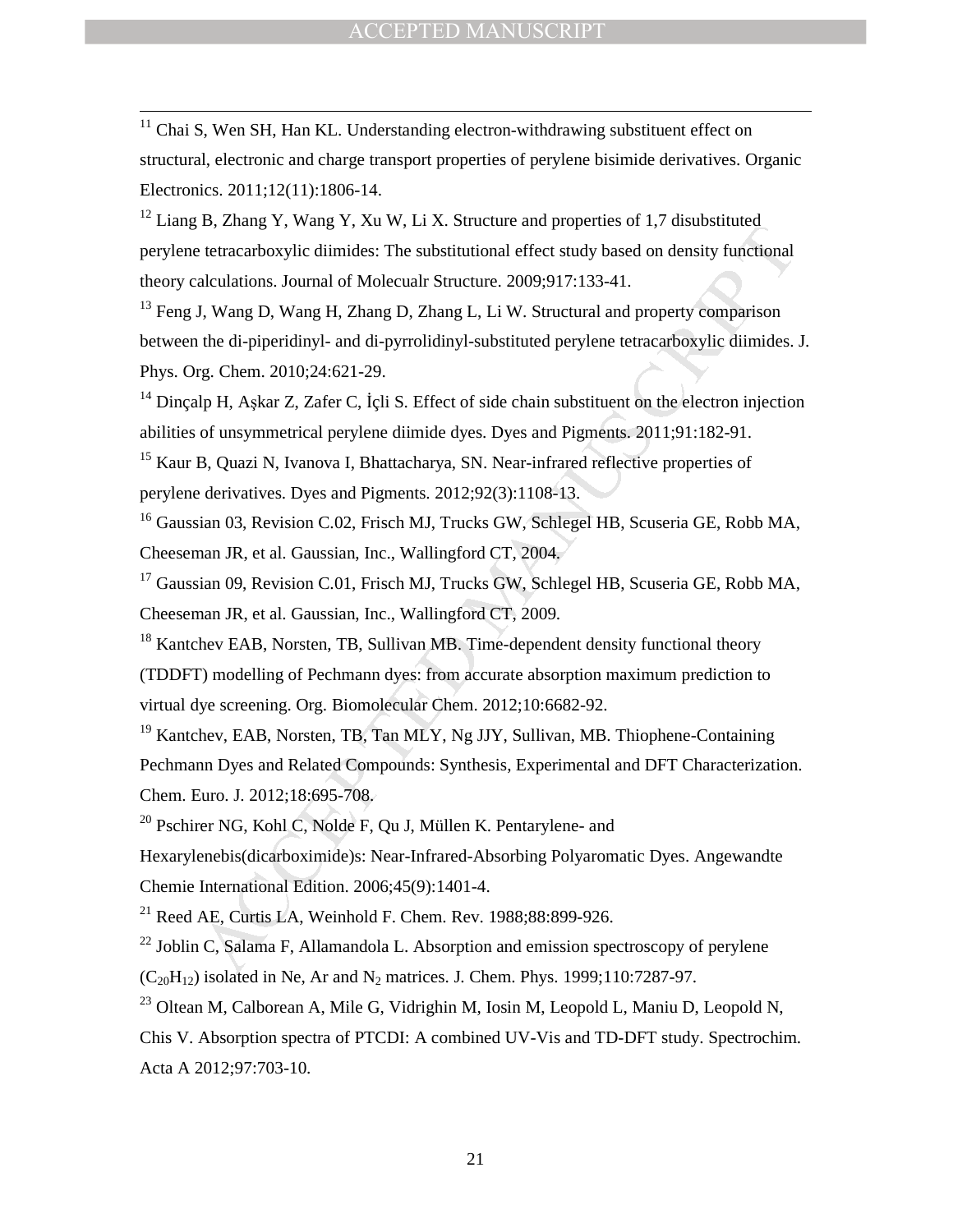[11] Chai S, Wen SH, Han KL. Understanding electron-withdrawing substituent effect on structural, electronic and charge transport properties of perylene bisimide derivatives. Organic Electronics. 2011;12(11):1806-14.

[12] Liang B, Zhang Y, Wang Y, Xu W, Li X. Structure and properties of 1,7 disubstituted perylene tetracarboxylic diimides: The substitutional effect study based on density functional theory calculations. Journal of Molecualr Structure. 2009;917:133-41.

[13] Feng J, Wang D, Wang H, Zhang D, Zhang L, Li W. Structural and property comparison between the di-piperidinyl- and di-pyrrolidinyl-substituted perylene tetracarboxylic diimides. J. Phys. Org. Chem. 2010;24:621-29.

[14] Dinçalp H, Aşkar Z, Zafer C, İçli S. Effect of side chain substituent on the electron injection abilities of unsymmetrical perylene diimide dyes. Dyes and Pigments. 2011;91:182-91.

[15] Kaur B, Quazi N, Ivanova I, Bhattacharya, SN. Near-infrared reflective properties of perylene derivatives. Dyes and Pigments. 2012;92(3):1108-13.

[16] Gaussian 03, Revision C.02, Frisch MJ, Trucks GW, Schlegel HB, Scuseria GE, Robb MA, Cheeseman JR, et al. Gaussian, Inc., Wallingford CT, 2004.

[17] Gaussian 09, Revision C.01, Frisch MJ, Trucks GW, Schlegel HB, Scuseria GE, Robb MA, Cheeseman JR, et al. Gaussian, Inc., Wallingford CT, 2009.

[18] Kantchev EAB, Norsten, TB, Sullivan MB. Time-dependent density functional theory (TDDFT) modelling of Pechmann dyes: from accurate absorption maximum prediction to virtual dye screening. Org. Biomolecular Chem. 2012;10:6682-92.

[19] Kantchev, EAB, Norsten, TB, Tan MLY, Ng JJY, Sullivan, MB. Thiophene-Containing Pechmann Dyes and Related Compounds: Synthesis, Experimental and DFT Characterization. Chem. Euro. J. 2012;18:695-708.

[20] Pschirer NG, Kohl C, Nolde F, Qu J, Müllen K. Pentarylene- and Hexarylenebis(dicarboximide)s: Near-Infrared-Absorbing Polyaromatic Dyes. Angewandte Chemie International Edition. 2006;45(9):1401-4.

[21] Reed AE, Curtis LA, Weinhold F. Chem. Rev. 1988;88:899-926.

[22] Joblin C, Salama F, Allamandola L. Absorption and emission spectroscopy of perylene ($C_{20}H_{12}$) isolated in Ne, Ar and $N_2$ matrices. J. Chem. Phys. 1999;110:7287-97.

[23] Oltean M, Calborean A, Mile G, Vidrighin M, Iosin M, Leopold L, Maniu D, Leopold N, Chis V. Absorption spectra of PTCDI: A combined UV-Vis and TD-DFT study. Spectrochim. Acta A 2012;97:703-10.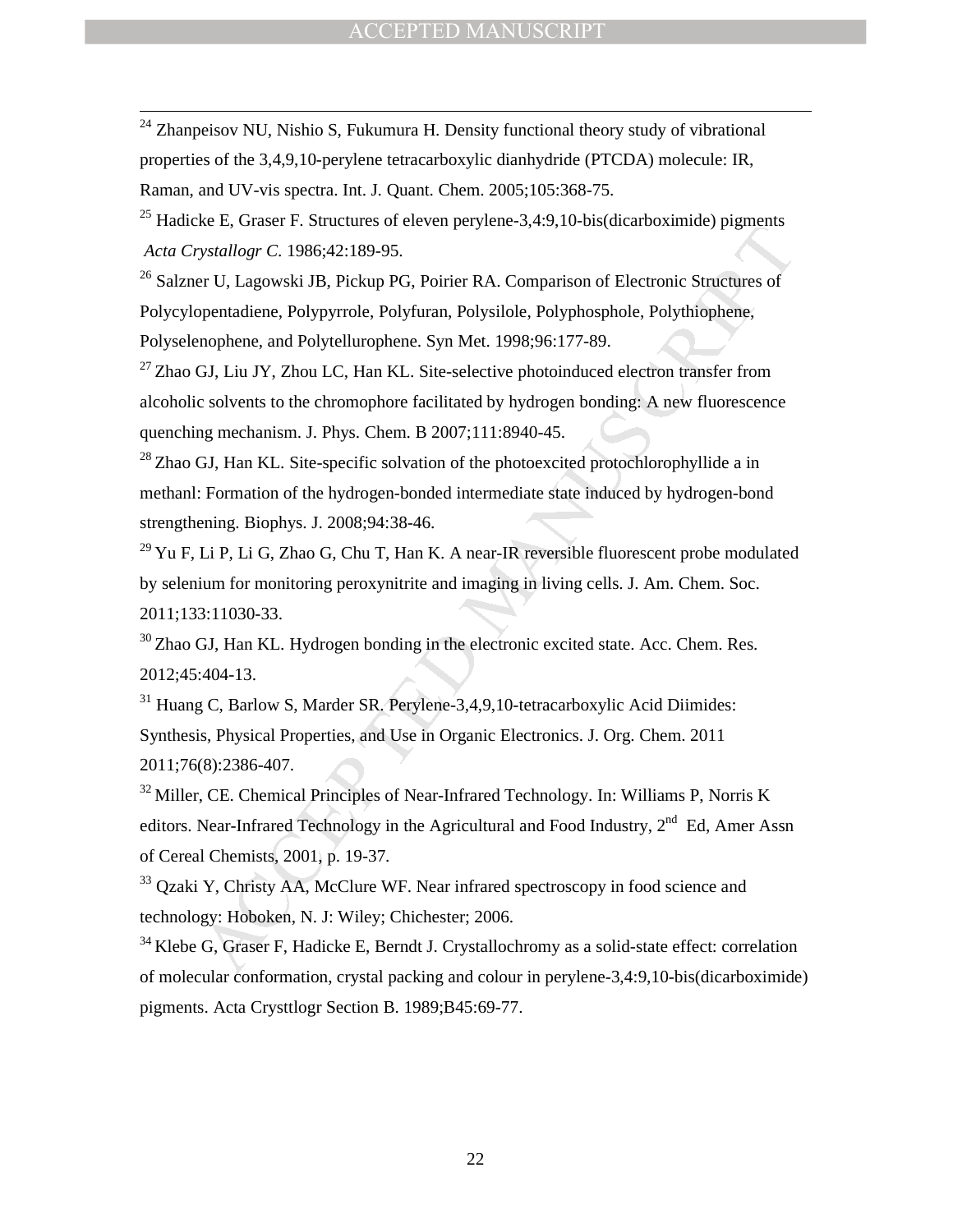[24] Zhanpeisov NU, Nishio S, Fukumura H. Density functional theory study of vibrational properties of the 3,4,9,10-perylene tetracarboxylic dianhydride (PTCDA) molecule: IR, Raman, and UV-vis spectra. Int. J. Quant. Chem. 2005;105:368-75.

[25] Hadicke E, Graser F. Structures of eleven perylene-3,4:9,10-bis(dicarboximide) pigments *Acta Crystallogr C*. 1986;42:189-95.

[26] Salzner U, Lagowski JB, Pickup PG, Poirier RA. Comparison of Electronic Structures of Polycylopentadiene, Polypyrrole, Polyfuran, Polysilole, Polyphosphole, Polythiophene, Polyselenophene, and Polytellurophene. Syn Met. 1998;96:177-89.

[27] Zhao GJ, Liu JY, Zhou LC, Han KL. Site-selective photoinduced electron transfer from alcoholic solvents to the chromophore facilitated by hydrogen bonding: A new fluorescence quenching mechanism. J. Phys. Chem. B 2007;111:8940-45.

[28] Zhao GJ, Han KL. Site-specific solvation of the photoexcited protochlorophyllide a in methanl: Formation of the hydrogen-bonded intermediate state induced by hydrogen-bond strengthening. Biophys. J. 2008;94:38-46.

[29] Yu F, Li P, Li G, Zhao G, Chu T, Han K. A near-IR reversible fluorescent probe modulated by selenium for monitoring peroxynitrite and imaging in living cells. J. Am. Chem. Soc. 2011;133:11030-33.

[30] Zhao GJ, Han KL. Hydrogen bonding in the electronic excited state. Acc. Chem. Res. 2012;45:404-13.

[31] Huang C, Barlow S, Marder SR. Perylene-3,4,9,10-tetracarboxylic Acid Diimides: Synthesis, Physical Properties, and Use in Organic Electronics. J. Org. Chem. 2011 2011;76(8):2386-407.

[32] Miller, CE. Chemical Principles of Near-Infrared Technology. In: Williams P, Norris K editors. Near-Infrared Technology in the Agricultural and Food Industry, 2nd Ed, Amer Assn of Cereal Chemists, 2001, p. 19-37.

[33] Qzaki Y, Christy AA, McClure WF. Near infrared spectroscopy in food science and technology: Hoboken, N. J: Wiley; Chichester; 2006.

[34] Klebe G, Graser F, Hadicke E, Berndt J. Crystallochromy as a solid-state effect: correlation of molecular conformation, crystal packing and colour in perylene-3,4:9,10-bis(dicarboximide) pigments. Acta Crysttlogr Section B. 1989;B45:69-77.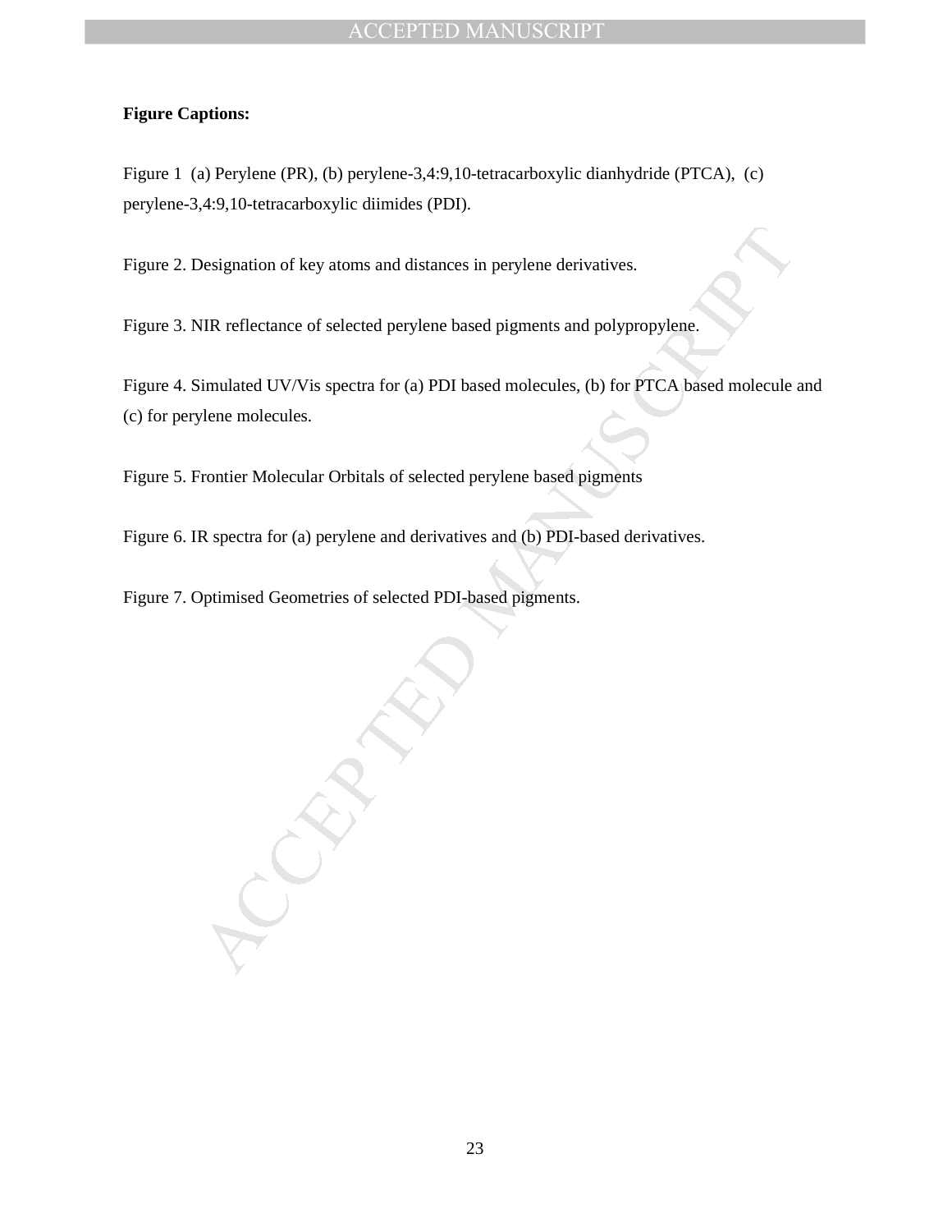**Figure Captions:**

Figure 1 (a) Perylene (PR), (b) perylene-3,4:9,10-tetracarboxylic dianhydride (PTCA), (c) perylene-3,4:9,10-tetracarboxylic diimides (PDI).

Figure 2. Designation of key atoms and distances in perylene derivatives.

Figure 3. NIR reflectance of selected perylene based pigments and polypropylene.

Figure 4. Simulated UV/Vis spectra for (a) PDI based molecules, (b) for PTCA based molecule and (c) for perylene molecules.

Figure 5. Frontier Molecular Orbitals of selected perylene based pigments

Figure 6. IR spectra for (a) perylene and derivatives and (b) PDI-based derivatives.

Figure 7. Optimised Geometries of selected PDI-based pigments.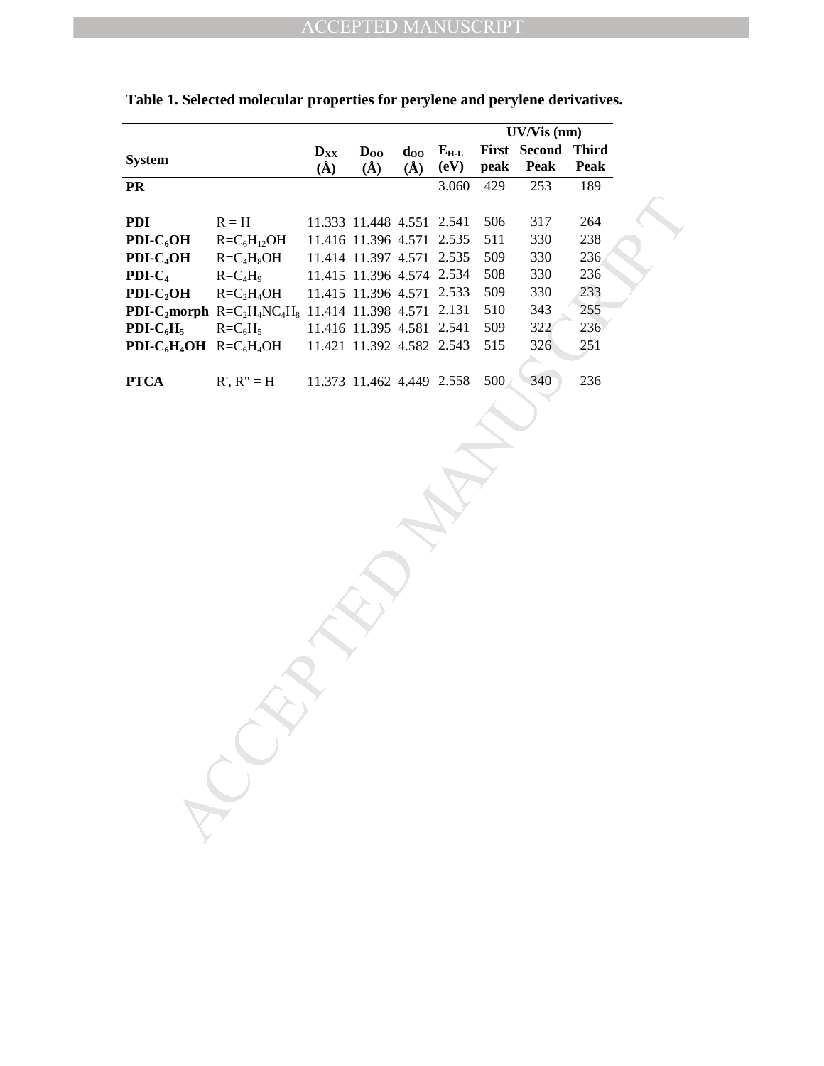**Table 1. Selected molecular properties for perylene and perylene derivatives.**

| System | | $D_{XX}$ (Å) | $D_{OO}$ (Å) | $d_{OO}$ (Å) | $E_{H\text{-}L}$ (eV) | UV/Vis (nm) First peak | Second Peak | Third Peak |
|---|---|---|---|---|---|---|---|---|
| **PR** | | | | | 3.060 | 429 | 253 | 189 |
| **PDI** | R = H | 11.333 | 11.448 | 4.551 | 2.541 | 506 | 317 | 264 |
| **PDI-$C_6$OH** | R=$C_6H_{12}$OH | 11.416 | 11.396 | 4.571 | 2.535 | 511 | 330 | 238 |
| **PDI-$C_4$OH** | R=$C_4H_8$OH | 11.414 | 11.397 | 4.571 | 2.535 | 509 | 330 | 236 |
| **PDI-$C_4$** | R=$C_4H_9$ | 11.415 | 11.396 | 4.574 | 2.534 | 508 | 330 | 236 |
| **PDI-$C_2$OH** | R=$C_2H_4$OH | 11.415 | 11.396 | 4.571 | 2.533 | 509 | 330 | 233 |
| **PDI-$C_2$morph** | R=$C_2H_4NC_4H_8$ | 11.414 | 11.398 | 4.571 | 2.131 | 510 | 343 | 255 |
| **PDI-$C_6H_5$** | R=$C_6H_5$ | 11.416 | 11.395 | 4.581 | 2.541 | 509 | 322 | 236 |
| **PDI-$C_6H_4$OH** | R=$C_6H_4$OH | 11.421 | 11.392 | 4.582 | 2.543 | 515 | 326 | 251 |
| **PTCA** | R', R'' = H | 11.373 | 11.462 | 4.449 | 2.558 | 500 | 340 | 236 |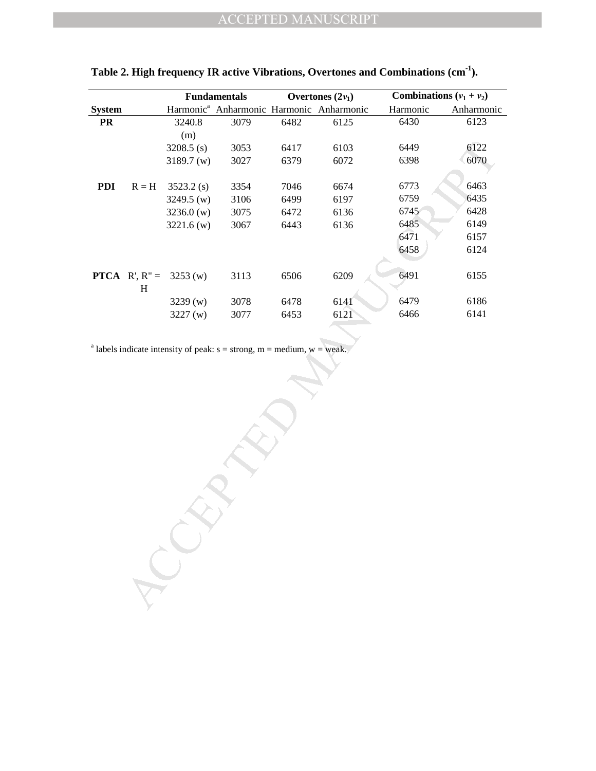**Table 2. High frequency IR active Vibrations, Overtones and Combinations ($cm^{-1}$).**

| System | | Fundamentals | | Overtones ($2\nu_1$) | | Combinations ($\nu_1 + \nu_2$) | |
|---|---|---|---|---|---|---|---|
| | | Harmonic[a] | Anharmonic | Harmonic | Anharmonic | Harmonic | Anharmonic |
| **PR** | | 3240.8 (m) | 3079 | 6482 | 6125 | 6430 | 6123 |
| | | 3208.5 (s) | 3053 | 6417 | 6103 | 6449 | 6122 |
| | | 3189.7 (w) | 3027 | 6379 | 6072 | 6398 | 6070 |
| **PDI** | R = H | 3523.2 (s) | 3354 | 7046 | 6674 | 6773 | 6463 |
| | | 3249.5 (w) | 3106 | 6499 | 6197 | 6759 | 6435 |
| | | 3236.0 (w) | 3075 | 6472 | 6136 | 6745 | 6428 |
| | | 3221.6 (w) | 3067 | 6443 | 6136 | 6485 | 6149 |
| | | | | | | 6471 | 6157 |
| | | | | | | 6458 | 6124 |
| **PTCA** | R', R" = H | 3253 (w) | 3113 | 6506 | 6209 | 6491 | 6155 |
| | | 3239 (w) | 3078 | 6478 | 6141 | 6479 | 6186 |
| | | 3227 (w) | 3077 | 6453 | 6121 | 6466 | 6141 |

[a] labels indicate intensity of peak: s = strong, m = medium, w = weak.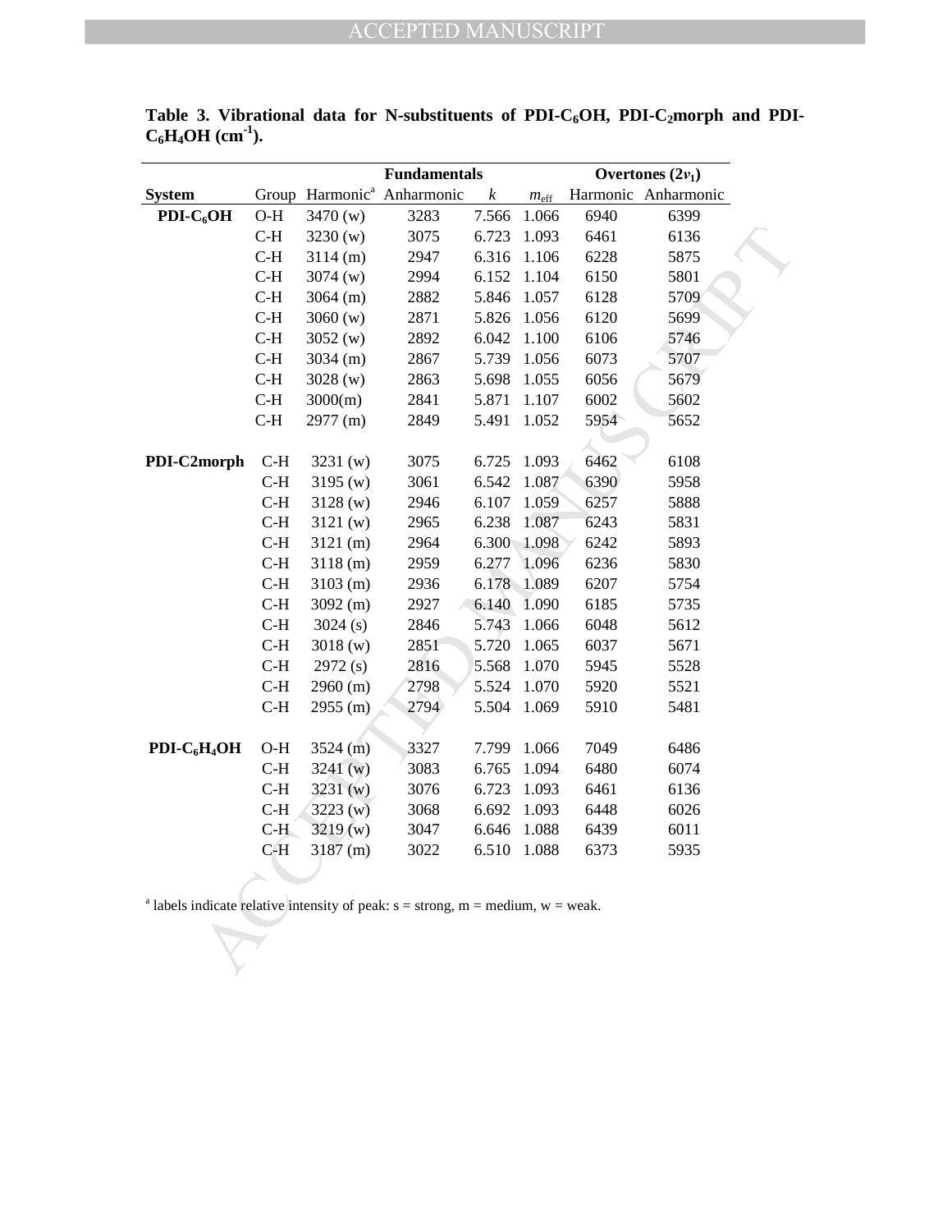**Table 3. Vibrational data for N-substituents of $PDI\text{-}C_6OH$, $PDI\text{-}C_2morph$ and $PDI\text{-}C_6H_4OH$ ($cm^{-1}$).**

| | | Fundamentals | | | | Overtones ($2\nu_1$) | |
|---|---|---|---|---|---|---|---|
| **System** | Group | Harmonic[a] | Anharmonic | $k$ | $m_{\mathrm{eff}}$ | Harmonic | Anharmonic |
| **$PDI\text{-}C_6OH$** | O-H | 3470 (w) | 3283 | 7.566 | 1.066 | 6940 | 6399 |
| | C-H | 3230 (w) | 3075 | 6.723 | 1.093 | 6461 | 6136 |
| | C-H | 3114 (m) | 2947 | 6.316 | 1.106 | 6228 | 5875 |
| | C-H | 3074 (w) | 2994 | 6.152 | 1.104 | 6150 | 5801 |
| | C-H | 3064 (m) | 2882 | 5.846 | 1.057 | 6128 | 5709 |
| | C-H | 3060 (w) | 2871 | 5.826 | 1.056 | 6120 | 5699 |
| | C-H | 3052 (w) | 2892 | 6.042 | 1.100 | 6106 | 5746 |
| | C-H | 3034 (m) | 2867 | 5.739 | 1.056 | 6073 | 5707 |
| | C-H | 3028 (w) | 2863 | 5.698 | 1.055 | 6056 | 5679 |
| | C-H | 3000(m) | 2841 | 5.871 | 1.107 | 6002 | 5602 |
| | C-H | 2977 (m) | 2849 | 5.491 | 1.052 | 5954 | 5652 |
| **PDI-C2morph** | C-H | 3231 (w) | 3075 | 6.725 | 1.093 | 6462 | 6108 |
| | C-H | 3195 (w) | 3061 | 6.542 | 1.087 | 6390 | 5958 |
| | C-H | 3128 (w) | 2946 | 6.107 | 1.059 | 6257 | 5888 |
| | C-H | 3121 (w) | 2965 | 6.238 | 1.087 | 6243 | 5831 |
| | C-H | 3121 (m) | 2964 | 6.300 | 1.098 | 6242 | 5893 |
| | C-H | 3118 (m) | 2959 | 6.277 | 1.096 | 6236 | 5830 |
| | C-H | 3103 (m) | 2936 | 6.178 | 1.089 | 6207 | 5754 |
| | C-H | 3092 (m) | 2927 | 6.140 | 1.090 | 6185 | 5735 |
| | C-H | 3024 (s) | 2846 | 5.743 | 1.066 | 6048 | 5612 |
| | C-H | 3018 (w) | 2851 | 5.720 | 1.065 | 6037 | 5671 |
| | C-H | 2972 (s) | 2816 | 5.568 | 1.070 | 5945 | 5528 |
| | C-H | 2960 (m) | 2798 | 5.524 | 1.070 | 5920 | 5521 |
| | C-H | 2955 (m) | 2794 | 5.504 | 1.069 | 5910 | 5481 |
| **$PDI\text{-}C_6H_4OH$** | O-H | 3524 (m) | 3327 | 7.799 | 1.066 | 7049 | 6486 |
| | C-H | 3241 (w) | 3083 | 6.765 | 1.094 | 6480 | 6074 |
| | C-H | 3231 (w) | 3076 | 6.723 | 1.093 | 6461 | 6136 |
| | C-H | 3223 (w) | 3068 | 6.692 | 1.093 | 6448 | 6026 |
| | C-H | 3219 (w) | 3047 | 6.646 | 1.088 | 6439 | 6011 |
| | C-H | 3187 (m) | 3022 | 6.510 | 1.088 | 6373 | 5935 |

[a] labels indicate relative intensity of peak: s = strong, m = medium, w = weak.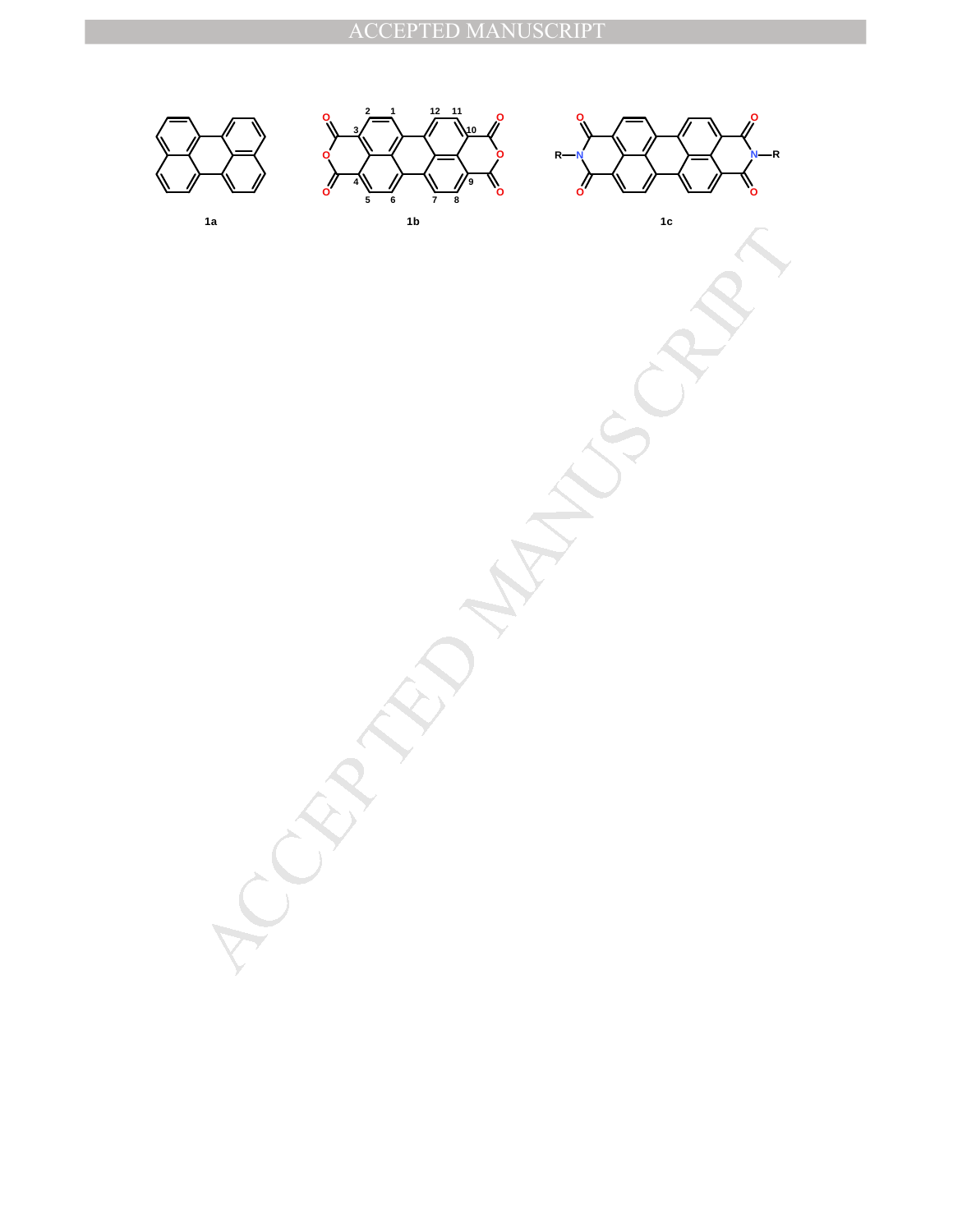1a

1b

1c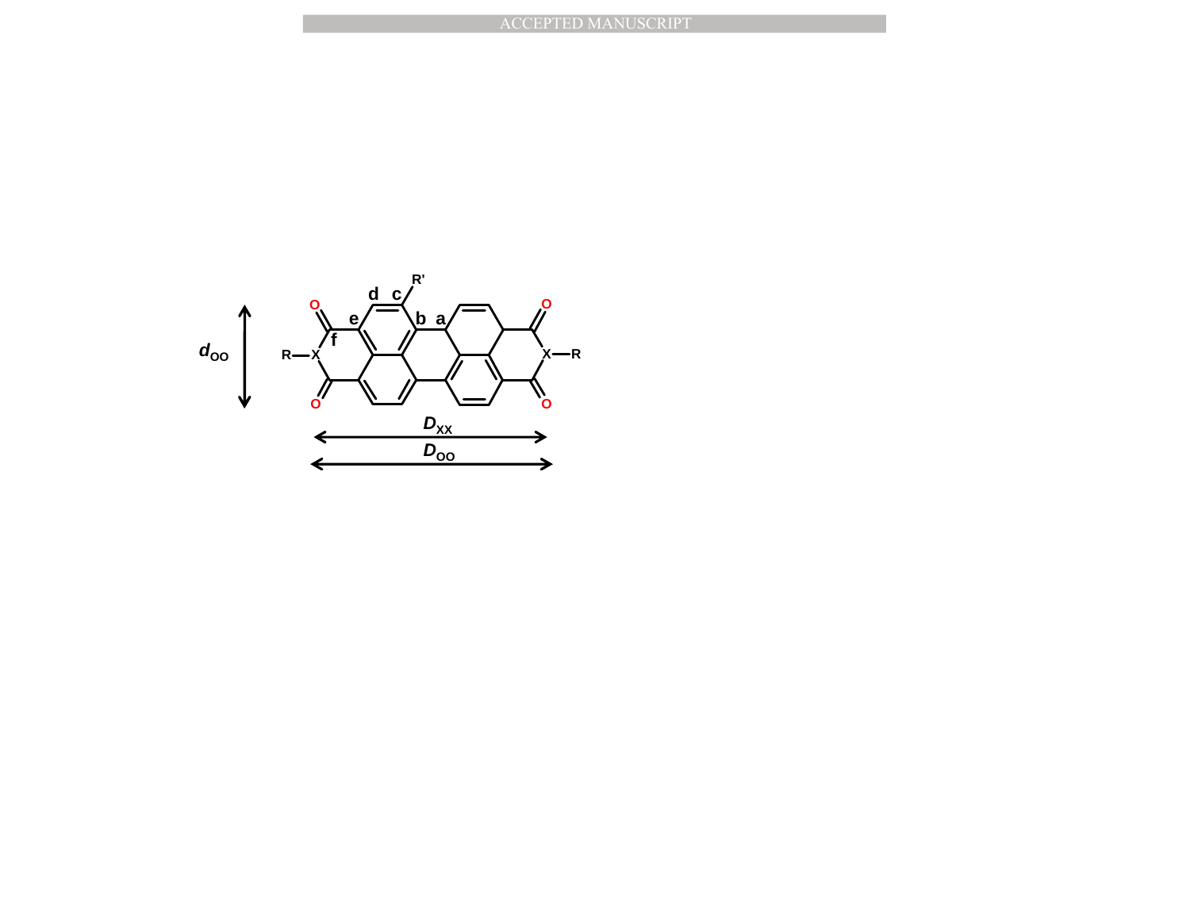$d_{OO}$

R, R', X, O, a, b, c, d, e, f

$D_{XX}$

$D_{OO}$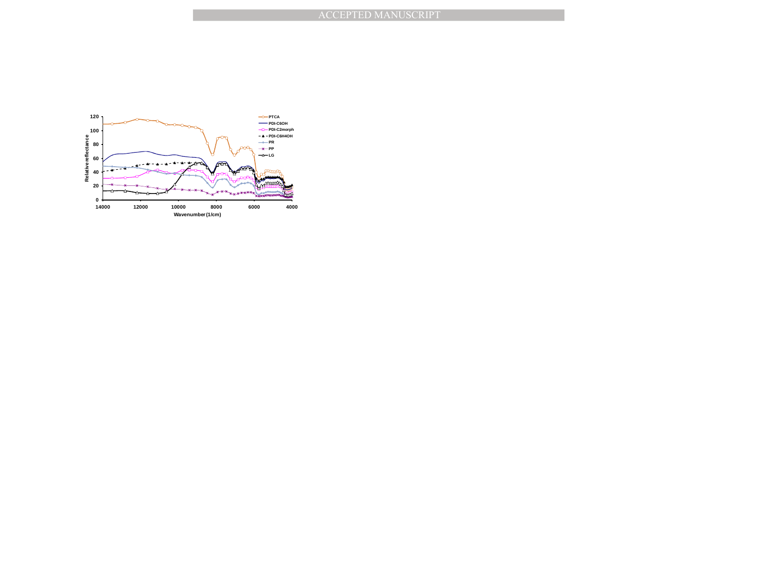Relative reflectance

Wavenumber (1/cm)

PTCA

PDI-C6OH

PDI-C2morph

PDI-C6H4OH

PR

PP

LG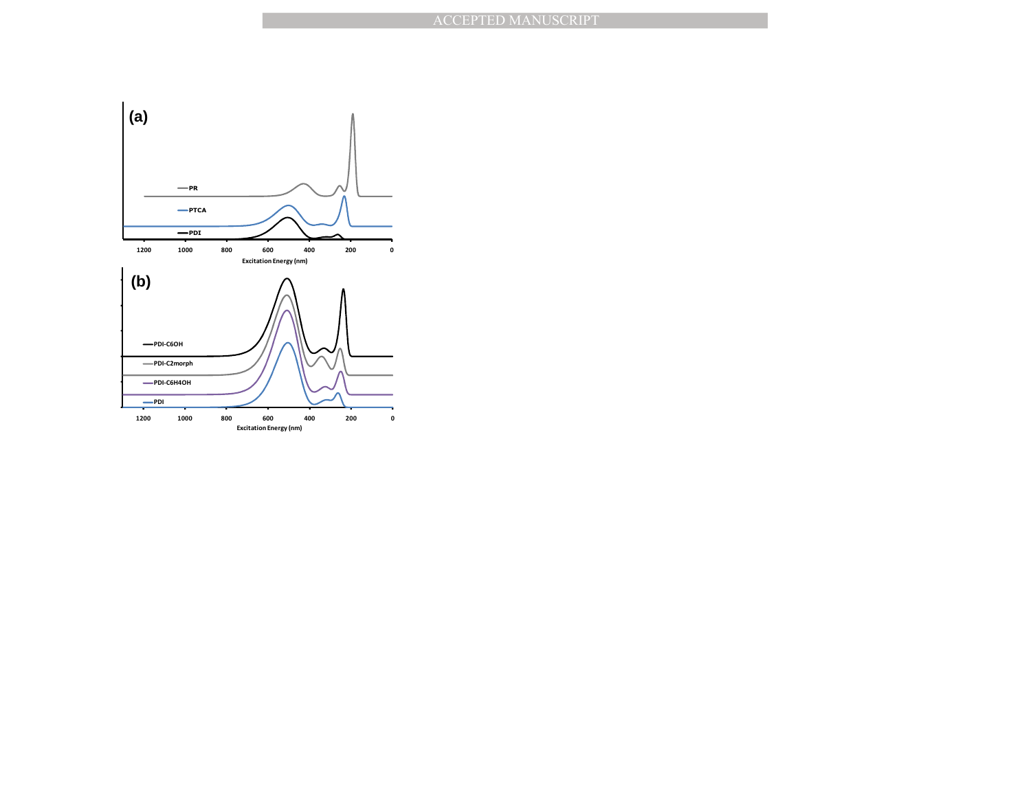(a)

PR

PTCA

PDI

1200 1000 800 600 400 200 0

Excitation Energy (nm)

(b)

PDI-C6OH

PDI-C2morph

PDI-C6H4OH

PDI

1200 1000 800 600 400 200 0

Excitation Energy (nm)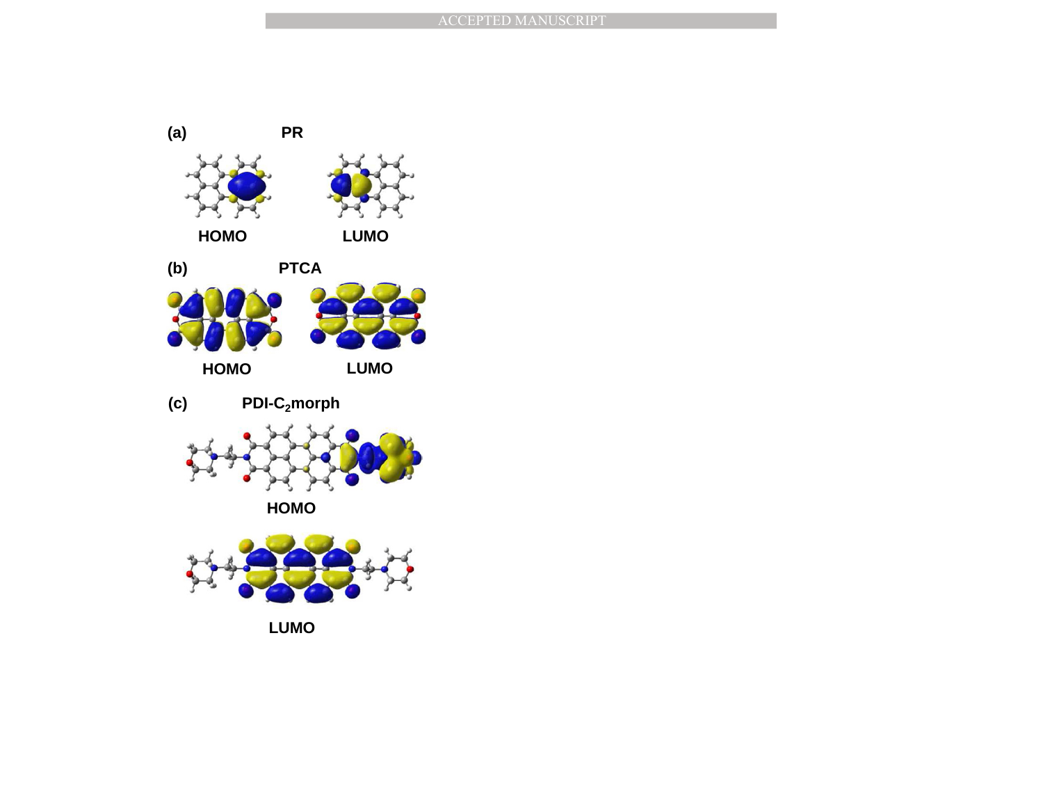(a) PR

HOMO LUMO

(b) PTCA

HOMO LUMO

(c) PDI-$C_2$morph

HOMO

LUMO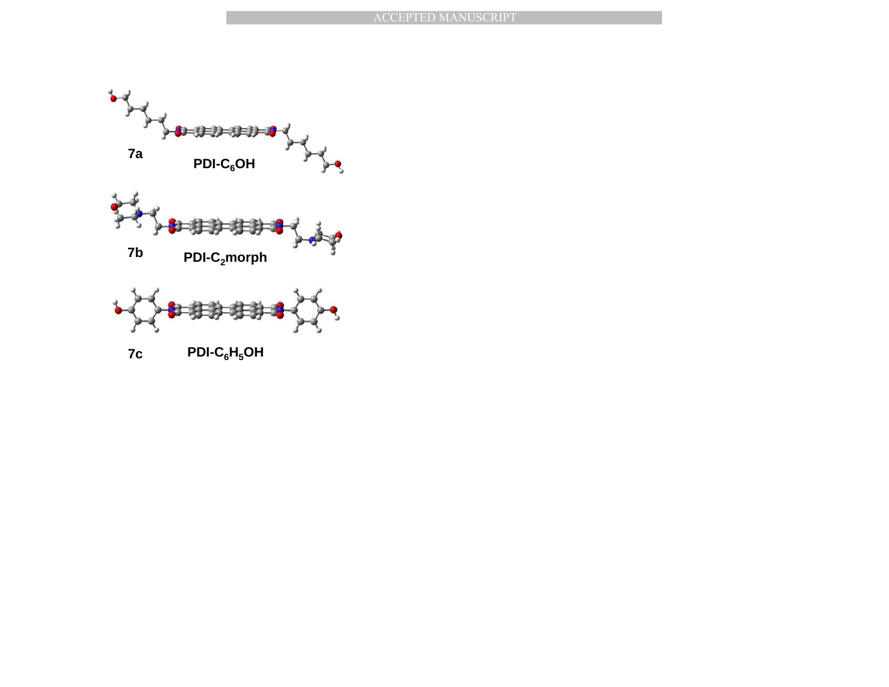7a

PDI-$C_6OH$

7b

PDI-$C_2$morph

7c

PDI-$C_6H_5OH$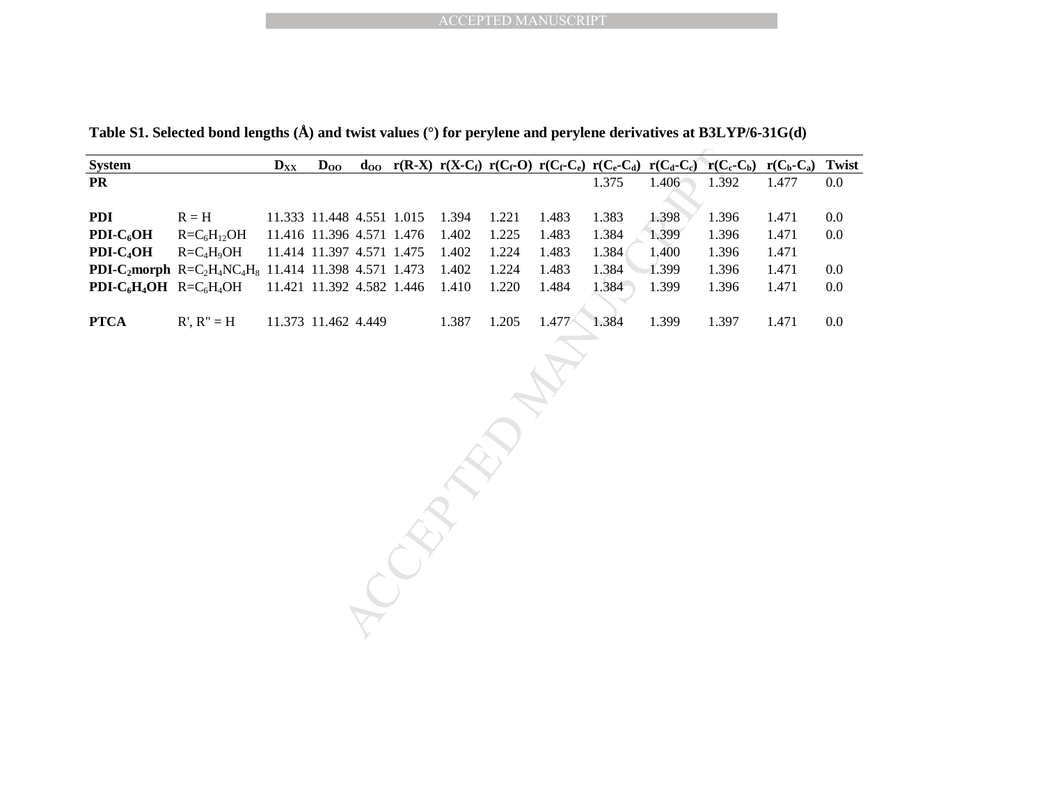**Table S1. Selected bond lengths (Å) and twist values (°) for perylene and perylene derivatives at B3LYP/6-31G(d)**

| System | | $D_{XX}$ | $D_{OO}$ | $d_{OO}$ | r(R-X) | r(X-$C_f$) | r($C_f$-O) | r($C_f$-$C_e$) | r($C_e$-$C_d$) | r($C_d$-$C_c$) | r($C_c$-$C_b$) | r($C_b$-$C_a$) | Twist |
|---|---|---|---|---|---|---|---|---|---|---|---|---|---|
| **PR** | | | | | | | | | 1.375 | 1.406 | 1.392 | 1.477 | 0.0 |
| | | | | | | | | | | | | | |
| **PDI** | R = H | 11.333 | 11.448 | 4.551 | 1.015 | 1.394 | 1.221 | 1.483 | 1.383 | 1.398 | 1.396 | 1.471 | 0.0 |
| **PDI-$C_6$OH** | R=$C_6H_{12}OH$ | 11.416 | 11.396 | 4.571 | 1.476 | 1.402 | 1.225 | 1.483 | 1.384 | 1.399 | 1.396 | 1.471 | 0.0 |
| **PDI-$C_4$OH** | R=$C_4H_9OH$ | 11.414 | 11.397 | 4.571 | 1.475 | 1.402 | 1.224 | 1.483 | 1.384 | 1.400 | 1.396 | 1.471 | |
| **PDI-$C_2$morph** | R=$C_2H_4NC_4H_8$ | 11.414 | 11.398 | 4.571 | 1.473 | 1.402 | 1.224 | 1.483 | 1.384 | 1.399 | 1.396 | 1.471 | 0.0 |
| **PDI-$C_6H_4$OH** | R=$C_6H_4OH$ | 11.421 | 11.392 | 4.582 | 1.446 | 1.410 | 1.220 | 1.484 | 1.384 | 1.399 | 1.396 | 1.471 | 0.0 |
| | | | | | | | | | | | | | |
| **PTCA** | R', R" = H | 11.373 | 11.462 | 4.449 | | 1.387 | 1.205 | 1.477 | 1.384 | 1.399 | 1.397 | 1.471 | 0.0 |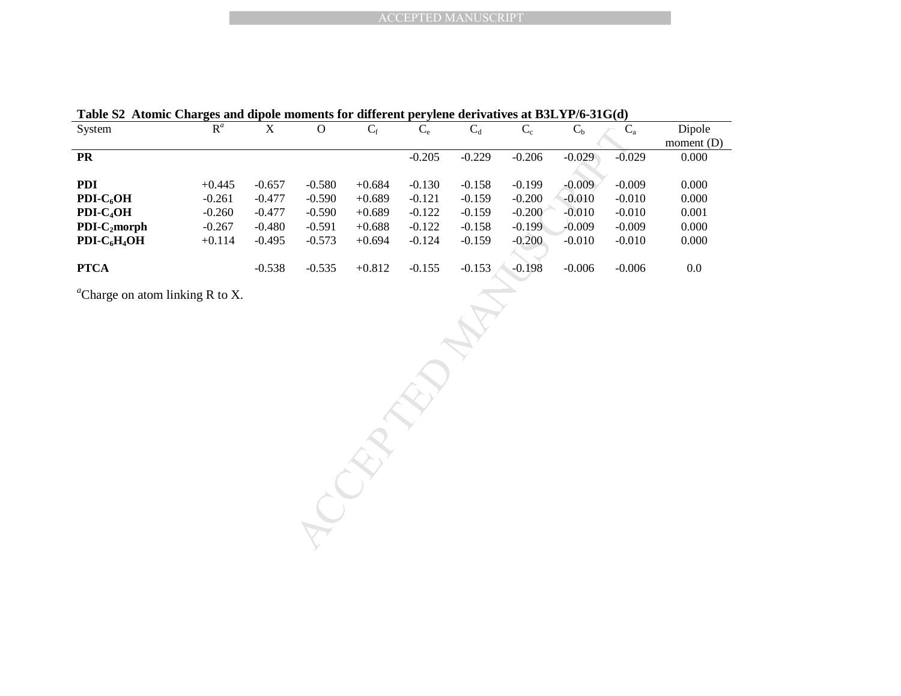**Table S2 Atomic Charges and dipole moments for different perylene derivatives at B3LYP/6-31G(d)**

| System | $R^a$ | X | O | $C_f$ | $C_e$ | $C_d$ | $C_c$ | $C_b$ | $C_a$ | Dipole moment (D) |
|---|---|---|---|---|---|---|---|---|---|---|
| **PR** | | | | | -0.205 | -0.229 | -0.206 | -0.029 | -0.029 | 0.000 |
| | | | | | | | | | | |
| **PDI** | +0.445 | -0.657 | -0.580 | +0.684 | -0.130 | -0.158 | -0.199 | -0.009 | -0.009 | 0.000 |
| **PDI-$C_6$OH** | -0.261 | -0.477 | -0.590 | +0.689 | -0.121 | -0.159 | -0.200 | -0.010 | -0.010 | 0.000 |
| **PDI-$C_4$OH** | -0.260 | -0.477 | -0.590 | +0.689 | -0.122 | -0.159 | -0.200 | -0.010 | -0.010 | 0.001 |
| **PDI-$C_2$morph** | -0.267 | -0.480 | -0.591 | +0.688 | -0.122 | -0.158 | -0.199 | -0.009 | -0.009 | 0.000 |
| **PDI-$C_6H_4$OH** | +0.114 | -0.495 | -0.573 | +0.694 | -0.124 | -0.159 | -0.200 | -0.010 | -0.010 | 0.000 |
| | | | | | | | | | | |
| **PTCA** | | -0.538 | -0.535 | +0.812 | -0.155 | -0.153 | -0.198 | -0.006 | -0.006 | 0.0 |

[a]Charge on atom linking R to X.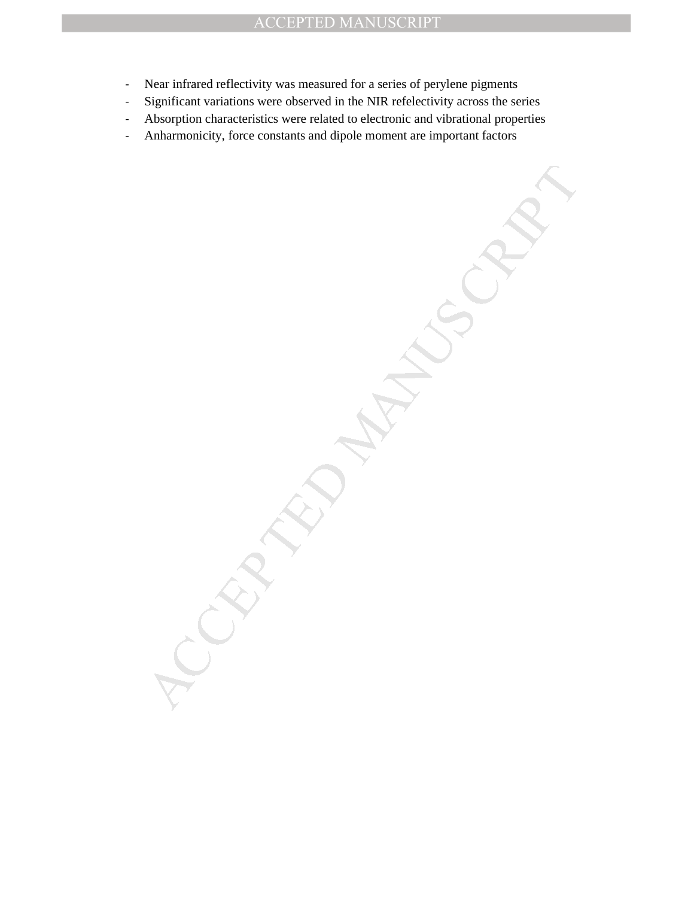- Near infrared reflectivity was measured for a series of perylene pigments
- Significant variations were observed in the NIR refelectivity across the series
- Absorption characteristics were related to electronic and vibrational properties
- Anharmonicity, force constants and dipole moment are important factors